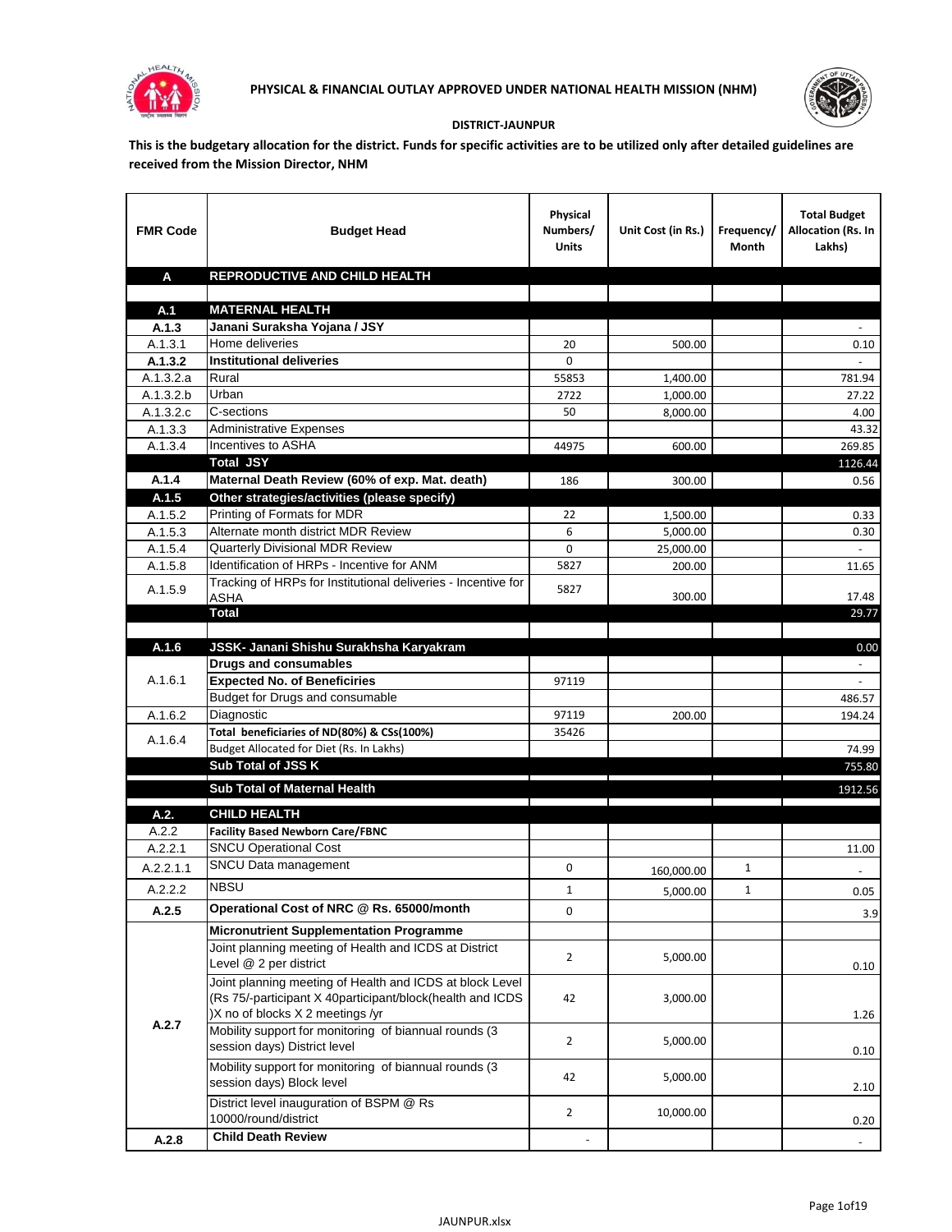**PHYSICAL & FINANCIAL OUTLAY APPROVED UNDER NATIONAL HEALTH MISSION (NHM)**

**DISTRICT-JAUNPUR**

**This is the budgetary allocation for the district. Funds for specific activities are to be utilized only after detailed guidelines are received from the Mission Director, NHM**

| FMR Code | Budget Head | Physical Numbers/ Units | Unit Cost (in Rs.) | Frequency/ Month | Total Budget Allocation (Rs. In Lakhs) |
|---|---|---|---|---|---|
| **A** | **REPRODUCTIVE AND CHILD HEALTH** | | | | |
| | | | | | |
| **A.1** | **MATERNAL HEALTH** | | | | |
| **A.1.3** | **Janani Suraksha Yojana / JSY** | | | | - |
| A.1.3.1 | Home deliveries | 20 | 500.00 | | 0.10 |
| **A.1.3.2** | **Institutional deliveries** | 0 | | | - |
| A.1.3.2.a | Rural | 55853 | 1,400.00 | | 781.94 |
| A.1.3.2.b | Urban | 2722 | 1,000.00 | | 27.22 |
| A.1.3.2.c | C-sections | 50 | 8,000.00 | | 4.00 |
| A.1.3.3 | Administrative Expenses | | | | 43.32 |
| A.1.3.4 | Incentives to ASHA | 44975 | 600.00 | | 269.85 |
| | **Total JSY** | | | | 1126.44 |
| **A.1.4** | **Maternal Death Review (60% of exp. Mat. death)** | 186 | 300.00 | | 0.56 |
| **A.1.5** | **Other strategies/activities (please specify)** | | | | |
| A.1.5.2 | Printing of Formats for MDR | 22 | 1,500.00 | | 0.33 |
| A.1.5.3 | Alternate month district MDR Review | 6 | 5,000.00 | | 0.30 |
| A.1.5.4 | Quarterly Divisional MDR Review | 0 | 25,000.00 | | - |
| A.1.5.8 | Identification of HRPs - Incentive for ANM | 5827 | 200.00 | | 11.65 |
| A.1.5.9 | Tracking of HRPs for Institutional deliveries - Incentive for ASHA | 5827 | 300.00 | | 17.48 |
| | **Total** | | | | 29.77 |
| | | | | | |
| **A.1.6** | **JSSK- Janani Shishu Surakhsha Karyakram** | | | | 0.00 |
| A.1.6.1 | **Drugs and consumables** | | | | - |
| | **Expected No. of Beneficiries** | 97119 | | | - |
| | Budget for Drugs and consumable | | | | 486.57 |
| A.1.6.2 | Diagnostic | 97119 | 200.00 | | 194.24 |
| A.1.6.4 | **Total beneficiaries of ND(80%) & CSs(100%)** | 35426 | | | |
| | Budget Allocated for Diet (Rs. In Lakhs) | | | | 74.99 |
| | **Sub Total of JSS K** | | | | 755.80 |
| | **Sub Total of Maternal Health** | | | | 1912.56 |
| **A.2.** | **CHILD HEALTH** | | | | |
| A.2.2 | **Facility Based Newborn Care/FBNC** | | | | |
| A.2.2.1 | SNCU Operational Cost | | | | 11.00 |
| A.2.2.1.1 | SNCU Data management | 0 | 160,000.00 | 1 | - |
| A.2.2.2 | NBSU | 1 | 5,000.00 | 1 | 0.05 |
| **A.2.5** | **Operational Cost of NRC @ Rs. 65000/month** | 0 | | | 3.9 |
| **A.2.7** | **Micronutrient Supplementation Programme** | | | | |
| | Joint planning meeting of Health and ICDS at District Level @ 2 per district | 2 | 5,000.00 | | 0.10 |
| | Joint planning meeting of Health and ICDS at block Level (Rs 75/-participant X 40participant/block(health and ICDS )X no of blocks X 2 meetings /yr | 42 | 3,000.00 | | 1.26 |
| | Mobility support for monitoring of biannual rounds (3 session days) District level | 2 | 5,000.00 | | 0.10 |
| | Mobility support for monitoring of biannual rounds (3 session days) Block level | 42 | 5,000.00 | | 2.10 |
| | District level inauguration of BSPM @ Rs 10000/round/district | 2 | 10,000.00 | | 0.20 |
| **A.2.8** | **Child Death Review** | - | | | - |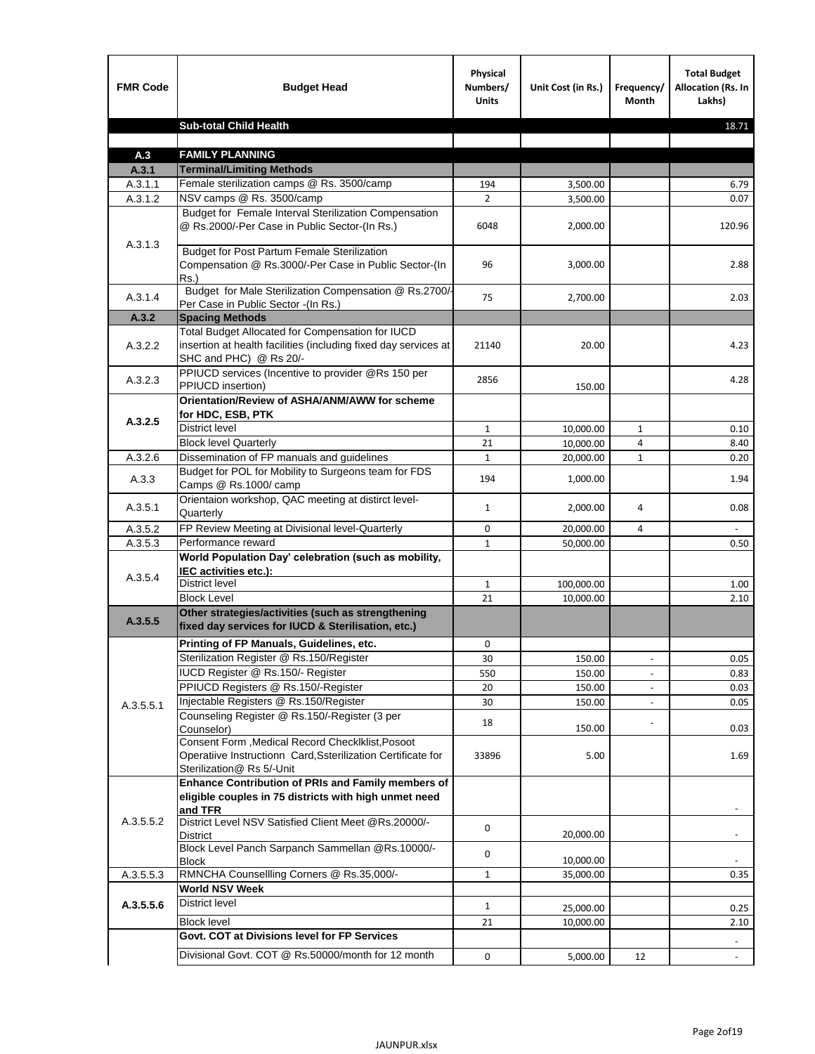| FMR Code | Budget Head | Physical Numbers/ Units | Unit Cost (in Rs.) | Frequency/ Month | Total Budget Allocation (Rs. In Lakhs) |
|---|---|---|---|---|---|
| | **Sub-total Child Health** | | | | 18.71 |
| | | | | | |
| **A.3** | **FAMILY PLANNING** | | | | |
| **A.3.1** | **Terminal/Limiting Methods** | | | | |
| A.3.1.1 | Female sterilization camps @ Rs. 3500/camp | 194 | 3,500.00 | | 6.79 |
| A.3.1.2 | NSV camps @ Rs. 3500/camp | 2 | 3,500.00 | | 0.07 |
| A.3.1.3 | Budget for Female Interval Sterilization Compensation @ Rs.2000/-Per Case in Public Sector-(In Rs.) | 6048 | 2,000.00 | | 120.96 |
| | Budget for Post Partum Female Sterilization Compensation @ Rs.3000/-Per Case in Public Sector-(In Rs.) | 96 | 3,000.00 | | 2.88 |
| A.3.1.4 | Budget for Male Sterilization Compensation @ Rs.2700/-Per Case in Public Sector -(In Rs.) | 75 | 2,700.00 | | 2.03 |
| **A.3.2** | **Spacing Methods** | | | | |
| A.3.2.2 | Total Budget Allocated for Compensation for IUCD insertion at health facilities (including fixed day services at SHC and PHC) @ Rs 20/- | 21140 | 20.00 | | 4.23 |
| A.3.2.3 | PPIUCD services (Incentive to provider @Rs 150 per PPIUCD insertion) | 2856 | 150.00 | | 4.28 |
| **A.3.2.5** | **Orientation/Review of ASHA/ANM/AWW for scheme for HDC, ESB, PTK** | | | | |
| | District level | 1 | 10,000.00 | 1 | 0.10 |
| | Block level Quarterly | 21 | 10,000.00 | 4 | 8.40 |
| A.3.2.6 | Dissemination of FP manuals and guidelines | 1 | 20,000.00 | 1 | 0.20 |
| A.3.3 | Budget for POL for Mobility to Surgeons team for FDS Camps @ Rs.1000/ camp | 194 | 1,000.00 | | 1.94 |
| A.3.5.1 | Orientaion workshop, QAC meeting at distirct level-Quarterly | 1 | 2,000.00 | 4 | 0.08 |
| A.3.5.2 | FP Review Meeting at Divisional level-Quarterly | 0 | 20,000.00 | 4 | - |
| A.3.5.3 | Performance reward | 1 | 50,000.00 | | 0.50 |
| A.3.5.4 | **World Population Day' celebration (such as mobility, IEC activities etc.):** | | | | |
| | District level | 1 | 100,000.00 | | 1.00 |
| | Block Level | 21 | 10,000.00 | | 2.10 |
| **A.3.5.5** | **Other strategies/activities (such as strengthening fixed day services for IUCD & Sterilisation, etc.)** | | | | |
| A.3.5.5.1 | **Printing of FP Manuals, Guidelines, etc.** | 0 | | | |
| | Sterilization Register @ Rs.150/Register | 30 | 150.00 | - | 0.05 |
| | IUCD Register @ Rs.150/- Register | 550 | 150.00 | - | 0.83 |
| | PPIUCD Registers @ Rs.150/-Register | 20 | 150.00 | - | 0.03 |
| | Injectable Registers @ Rs.150/Register | 30 | 150.00 | - | 0.05 |
| | Counseling Register @ Rs.150/-Register (3 per Counselor) | 18 | 150.00 | - | 0.03 |
| | Consent Form ,Medical Record Checklklist,Posoot Operatiive Instructionn Card,Ssterilization Certificate for Sterilization@ Rs 5/-Unit | 33896 | 5.00 | | 1.69 |
| A.3.5.5.2 | **Enhance Contribution of PRIs and Family members of eligible couples in 75 districts with high unmet need and TFR** | | | | - |
| | District Level NSV Satisfied Client Meet @Rs.20000/-District | 0 | 20,000.00 | | - |
| | Block Level Panch Sarpanch Sammellan @Rs.10000/-Block | 0 | 10,000.00 | | - |
| A.3.5.5.3 | RMNCHA Counsellling Corners @ Rs.35,000/- | 1 | 35,000.00 | | 0.35 |
| **A.3.5.5.6** | **World NSV Week** | | | | |
| | District level | 1 | 25,000.00 | | 0.25 |
| | Block level | 21 | 10,000.00 | | 2.10 |
| | **Govt. COT at Divisions level for FP Services** | | | | - |
| | Divisional Govt. COT @ Rs.50000/month for 12 month | 0 | 5,000.00 | 12 | - |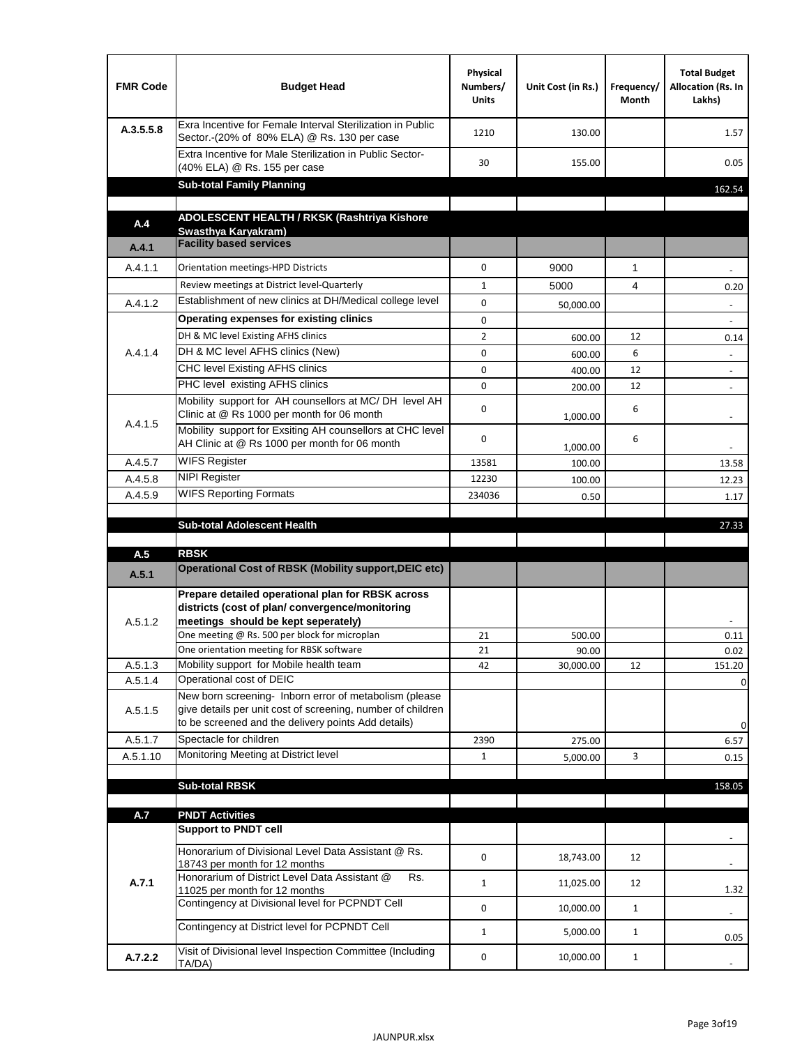| FMR Code | Budget Head | Physical Numbers/ Units | Unit Cost (in Rs.) | Frequency/ Month | Total Budget Allocation (Rs. In Lakhs) |
|---|---|---|---|---|---|
| A.3.5.5.8 | Exra Incentive for Female Interval Sterilization in Public Sector.-(20% of 80% ELA) @ Rs. 130 per case | 1210 | 130.00 | | 1.57 |
| | Extra Incentive for Male Sterilization in Public Sector-(40% ELA) @ Rs. 155 per case | 30 | 155.00 | | 0.05 |
| | **Sub-total Family Planning** | | | | 162.54 |
| | | | | | |
| **A.4** | **ADOLESCENT HEALTH / RKSK (Rashtriya Kishore Swasthya Karyakram)** | | | | |
| **A.4.1** | **Facility based services** | | | | |
| A.4.1.1 | Orientation meetings-HPD Districts | 0 | 9000 | 1 | - |
| | Review meetings at District level-Quarterly | 1 | 5000 | 4 | 0.20 |
| A.4.1.2 | Establishment of new clinics at DH/Medical college level | 0 | 50,000.00 | | - |
| A.4.1.4 | **Operating expenses for existing clinics** | 0 | | | - |
| | DH & MC level Existing AFHS clinics | 2 | 600.00 | 12 | 0.14 |
| | DH & MC level AFHS clinics (New) | 0 | 600.00 | 6 | - |
| | CHC level Existing AFHS clinics | 0 | 400.00 | 12 | - |
| | PHC level existing AFHS clinics | 0 | 200.00 | 12 | - |
| A.4.1.5 | Mobility support for AH counsellors at MC/ DH level AH Clinic at @ Rs 1000 per month for 06 month | 0 | 1,000.00 | 6 | - |
| | Mobility support for Exsiting AH counsellors at CHC level AH Clinic at @ Rs 1000 per month for 06 month | 0 | 1,000.00 | 6 | - |
| A.4.5.7 | WIFS Register | 13581 | 100.00 | | 13.58 |
| A.4.5.8 | NIPI Register | 12230 | 100.00 | | 12.23 |
| A.4.5.9 | WIFS Reporting Formats | 234036 | 0.50 | | 1.17 |
| | | | | | |
| | **Sub-total Adolescent Health** | | | | 27.33 |
| | | | | | |
| **A.5** | **RBSK** | | | | |
| **A.5.1** | **Operational Cost of RBSK (Mobility support,DEIC etc)** | | | | |
| A.5.1.2 | **Prepare detailed operational plan for RBSK across districts (cost of plan/ convergence/monitoring meetings should be kept seperately)** | | | | - |
| | One meeting @ Rs. 500 per block for microplan | 21 | 500.00 | | 0.11 |
| | One orientation meeting for RBSK software | 21 | 90.00 | | 0.02 |
| A.5.1.3 | Mobility support for Mobile health team | 42 | 30,000.00 | 12 | 151.20 |
| A.5.1.4 | Operational cost of DEIC | | | | 0 |
| A.5.1.5 | New born screening- Inborn error of metabolism (please give details per unit cost of screening, number of children to be screened and the delivery points Add details) | | | | 0 |
| A.5.1.7 | Spectacle for children | 2390 | 275.00 | | 6.57 |
| A.5.1.10 | Monitoring Meeting at District level | 1 | 5,000.00 | 3 | 0.15 |
| | | | | | |
| | **Sub-total RBSK** | | | | 158.05 |
| | | | | | |
| **A.7** | **PNDT Activities** | | | | |
| **A.7.1** | **Support to PNDT cell** | | | | - |
| | Honorarium of Divisional Level Data Assistant @ Rs. 18743 per month for 12 months | 0 | 18,743.00 | 12 | - |
| | Honorarium of District Level Data Assistant @ Rs. 11025 per month for 12 months | 1 | 11,025.00 | 12 | 1.32 |
| | Contingency at Divisional level for PCPNDT Cell | 0 | 10,000.00 | 1 | - |
| | Contingency at District level for PCPNDT Cell | 1 | 5,000.00 | 1 | 0.05 |
| **A.7.2.2** | Visit of Divisional level Inspection Committee (Including TA/DA) | 0 | 10,000.00 | 1 | - |

JAUNPUR.xlsx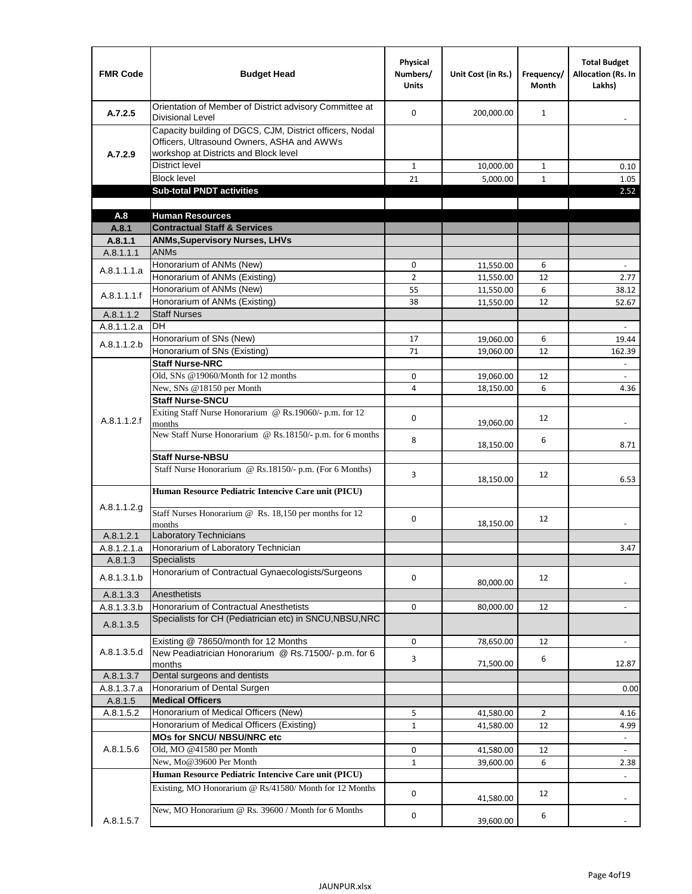| FMR Code | Budget Head | Physical Numbers/ Units | Unit Cost (in Rs.) | Frequency/ Month | Total Budget Allocation (Rs. In Lakhs) |
|---|---|---|---|---|---|
| A.7.2.5 | Orientation of Member of District advisory Committee at Divisional Level | 0 | 200,000.00 | 1 | - |
| A.7.2.9 | Capacity building of DGCS, CJM, District officers, Nodal Officers, Ultrasound Owners, ASHA and AWWs workshop at Districts and Block level | | | | |
| | District level | 1 | 10,000.00 | 1 | 0.10 |
| | Block level | 21 | 5,000.00 | 1 | 1.05 |
| | **Sub-total PNDT activities** | | | | 2.52 |
| | | | | | |
| **A.8** | **Human Resources** | | | | |
| **A.8.1** | **Contractual Staff & Services** | | | | |
| **A.8.1.1** | **ANMs,Supervisory Nurses, LHVs** | | | | |
| A.8.1.1.1 | ANMs | | | | |
| A.8.1.1.1.a | Honorarium of ANMs (New) | 0 | 11,550.00 | 6 | - |
| | Honorarium of ANMs (Existing) | 2 | 11,550.00 | 12 | 2.77 |
| A.8.1.1.1.f | Honorarium of ANMs (New) | 55 | 11,550.00 | 6 | 38.12 |
| | Honorarium of ANMs (Existing) | 38 | 11,550.00 | 12 | 52.67 |
| A.8.1.1.2 | Staff Nurses | | | | |
| A.8.1.1.2.a | DH | | | | - |
| A.8.1.1.2.b | Honorarium of SNs (New) | 17 | 19,060.00 | 6 | 19.44 |
| | Honorarium of SNs (Existing) | 71 | 19,060.00 | 12 | 162.39 |
| A.8.1.1.2.f | **Staff Nurse-NRC** | | | | - |
| | Old, SNs @19060/Month for 12 months | 0 | 19,060.00 | 12 | - |
| | New, SNs @18150 per Month | 4 | 18,150.00 | 6 | 4.36 |
| | **Staff Nurse-SNCU** | | | | |
| | Exiting Staff Nurse Honorarium @ Rs.19060/- p.m. for 12 months | 0 | 19,060.00 | 12 | - |
| | New Staff Nurse Honorarium @ Rs.18150/- p.m. for 6 months | 8 | 18,150.00 | 6 | 8.71 |
| | **Staff Nurse-NBSU** | | | | |
| | Staff Nurse Honorarium @ Rs.18150/- p.m. (For 6 Months) | 3 | 18,150.00 | 12 | 6.53 |
| A.8.1.1.2.g | **Human Resource Pediatric Intencive Care unit (PICU)** | | | | |
| | Staff Nurses Honorarium @ Rs. 18,150 per months for 12 months | 0 | 18,150.00 | 12 | - |
| A.8.1.2.1 | Laboratory Technicians | | | | |
| A.8.1.2.1.a | Honorarium of Laboratory Technician | | | | 3.47 |
| A.8.1.3 | Specialists | | | | |
| A.8.1.3.1.b | Honorarium of Contractual Gynaecologists/Surgeons | 0 | 80,000.00 | 12 | - |
| A.8.1.3.3 | Anesthetists | | | | |
| A.8.1.3.3.b | Honorarium of Contractual Anesthetists | 0 | 80,000.00 | 12 | - |
| A.8.1.3.5 | Specialists for CH (Pediatrician etc) in SNCU,NBSU,NRC | | | | |
| A.8.1.3.5.d | Existing @ 78650/month for 12 Months | 0 | 78,650.00 | 12 | - |
| | New Peadiatrician Honorarium @ Rs.71500/- p.m. for 6 months | 3 | 71,500.00 | 6 | 12.87 |
| A.8.1.3.7 | Dental surgeons and dentists | | | | |
| A.8.1.3.7.a | Honorarium of Dental Surgen | | | | 0.00 |
| A.8.1.5 | **Medical Officers** | | | | |
| A.8.1.5.2 | Honorarium of Medical Officers (New) | 5 | 41,580.00 | 2 | 4.16 |
| | Honorarium of Medical Officers (Existing) | 1 | 41,580.00 | 12 | 4.99 |
| A.8.1.5.6 | **MOs for SNCU/ NBSU/NRC etc** | | | | - |
| | Old, MO @41580 per Month | 0 | 41,580.00 | 12 | - |
| | New, Mo@39600 Per Month | 1 | 39,600.00 | 6 | 2.38 |
| A.8.1.5.7 | **Human Resource Pediatric Intencive Care unit (PICU)** | | | | - |
| | Existing, MO Honorarium @ Rs/41580/ Month for 12 Months | 0 | 41,580.00 | 12 | - |
| | New, MO Honorarium @ Rs. 39600 / Month for 6 Months | 0 | 39,600.00 | 6 | - |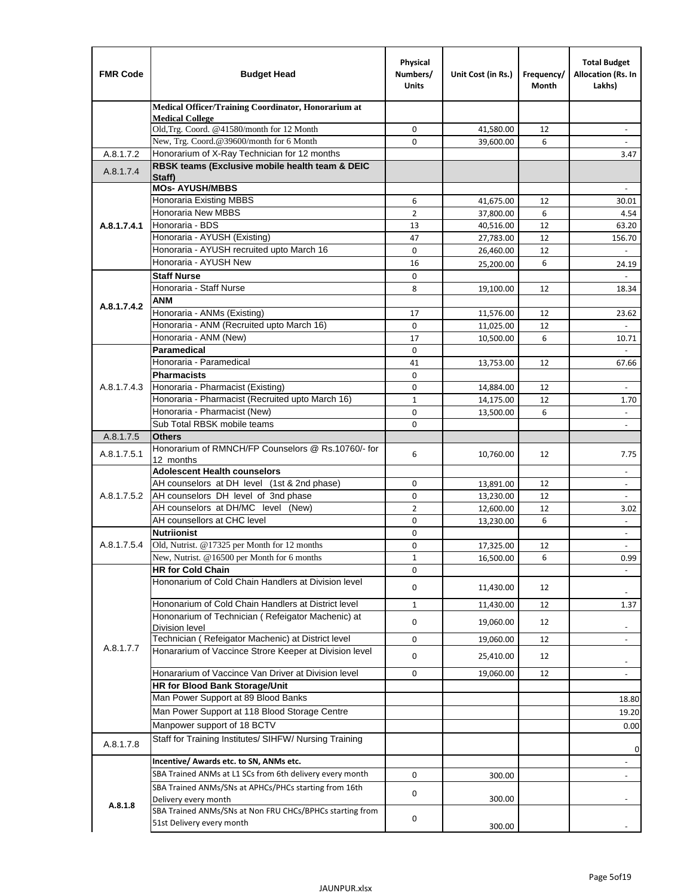| FMR Code | Budget Head | Physical Numbers/ Units | Unit Cost (in Rs.) | Frequency/ Month | Total Budget Allocation (Rs. In Lakhs) |
|---|---|---|---|---|---|
| | Medical Officer/Training Coordinator, Honorarium at Medical College | | | | |
| | Old,Trg. Coord. @41580/month for 12 Month | 0 | 41,580.00 | 12 | - |
| | New, Trg. Coord.@39600/month for 6 Month | 0 | 39,600.00 | 6 | - |
| A.8.1.7.2 | Honorarium of X-Ray Technician for 12 months | | | | 3.47 |
| A.8.1.7.4 | RBSK teams (Exclusive mobile health team & DEIC Staff) | | | | |
| A.8.1.7.4.1 | MOs- AYUSH/MBBS | | | | - |
| | Honoraria Existing MBBS | 6 | 41,675.00 | 12 | 30.01 |
| | Honoraria New MBBS | 2 | 37,800.00 | 6 | 4.54 |
| | Honoraria - BDS | 13 | 40,516.00 | 12 | 63.20 |
| | Honoraria - AYUSH (Existing) | 47 | 27,783.00 | 12 | 156.70 |
| | Honoraria - AYUSH recruited upto March 16 | 0 | 26,460.00 | 12 | - |
| | Honoraria - AYUSH New | 16 | 25,200.00 | 6 | 24.19 |
| A.8.1.7.4.2 | Staff Nurse | 0 | | | - |
| | Honoraria - Staff Nurse | 8 | 19,100.00 | 12 | 18.34 |
| | ANM | | | | |
| | Honoraria - ANMs (Existing) | 17 | 11,576.00 | 12 | 23.62 |
| | Honoraria - ANM (Recruited upto March 16) | 0 | 11,025.00 | 12 | - |
| | Honoraria - ANM (New) | 17 | 10,500.00 | 6 | 10.71 |
| A.8.1.7.4.3 | Paramedical | 0 | | | - |
| | Honoraria - Paramedical | 41 | 13,753.00 | 12 | 67.66 |
| | Pharmacists | 0 | | | |
| | Honoraria - Pharmacist (Existing) | 0 | 14,884.00 | 12 | - |
| | Honoraria - Pharmacist (Recruited upto March 16) | 1 | 14,175.00 | 12 | 1.70 |
| | Honoraria - Pharmacist (New) | 0 | 13,500.00 | 6 | - |
| | Sub Total RBSK mobile teams | 0 | | | - |
| A.8.1.7.5 | Others | | | | |
| A.8.1.7.5.1 | Honorarium of RMNCH/FP Counselors @ Rs.10760/- for 12 months | 6 | 10,760.00 | 12 | 7.75 |
| A.8.1.7.5.2 | Adolescent Health counselors | | | | - |
| | AH counselors at DH level (1st & 2nd phase) | 0 | 13,891.00 | 12 | - |
| | AH counselors DH level of 3nd phase | 0 | 13,230.00 | 12 | - |
| | AH counselors at DH/MC level (New) | 2 | 12,600.00 | 12 | 3.02 |
| | AH counsellors at CHC level | 0 | 13,230.00 | 6 | - |
| A.8.1.7.5.4 | Nutriionist | 0 | | | - |
| | Old, Nutrist. @17325 per Month for 12 months | 0 | 17,325.00 | 12 | - |
| | New, Nutrist. @16500 per Month for 6 months | 1 | 16,500.00 | 6 | 0.99 |
| A.8.1.7.7 | HR for Cold Chain | 0 | | | - |
| | Hononarium of Cold Chain Handlers at Division level | 0 | 11,430.00 | 12 | - |
| | Hononarium of Cold Chain Handlers at District level | 1 | 11,430.00 | 12 | 1.37 |
| | Hononarium of Technician ( Refeigator Machenic) at Division level | 0 | 19,060.00 | 12 | - |
| | Technician ( Refeigator Machenic) at District level | 0 | 19,060.00 | 12 | - |
| | Honararium of Vaccince Strore Keeper at Division level | 0 | 25,410.00 | 12 | - |
| | Honararium of Vaccince Van Driver at Division level | 0 | 19,060.00 | 12 | - |
| | HR for Blood Bank Storage/Unit | | | | |
| | Man Power Support at 89 Blood Banks | | | | 18.80 |
| | Man Power Support at 118 Blood Storage Centre | | | | 19.20 |
| | Manpower support of 18 BCTV | | | | 0.00 |
| A.8.1.7.8 | Staff for Training Institutes/ SIHFW/ Nursing Training | | | | 0 |
| A.8.1.8 | Incentive/ Awards etc. to SN, ANMs etc. | | | | - |
| | SBA Trained ANMs at L1 SCs from 6th delivery every month | 0 | 300.00 | | - |
| | SBA Trained ANMs/SNs at APHCs/PHCs starting from 16th Delivery every month | 0 | 300.00 | | - |
| | SBA Trained ANMs/SNs at Non FRU CHCs/BPHCs starting from 51st Delivery every month | 0 | 300.00 | | - |

JAUNPUR.xlsx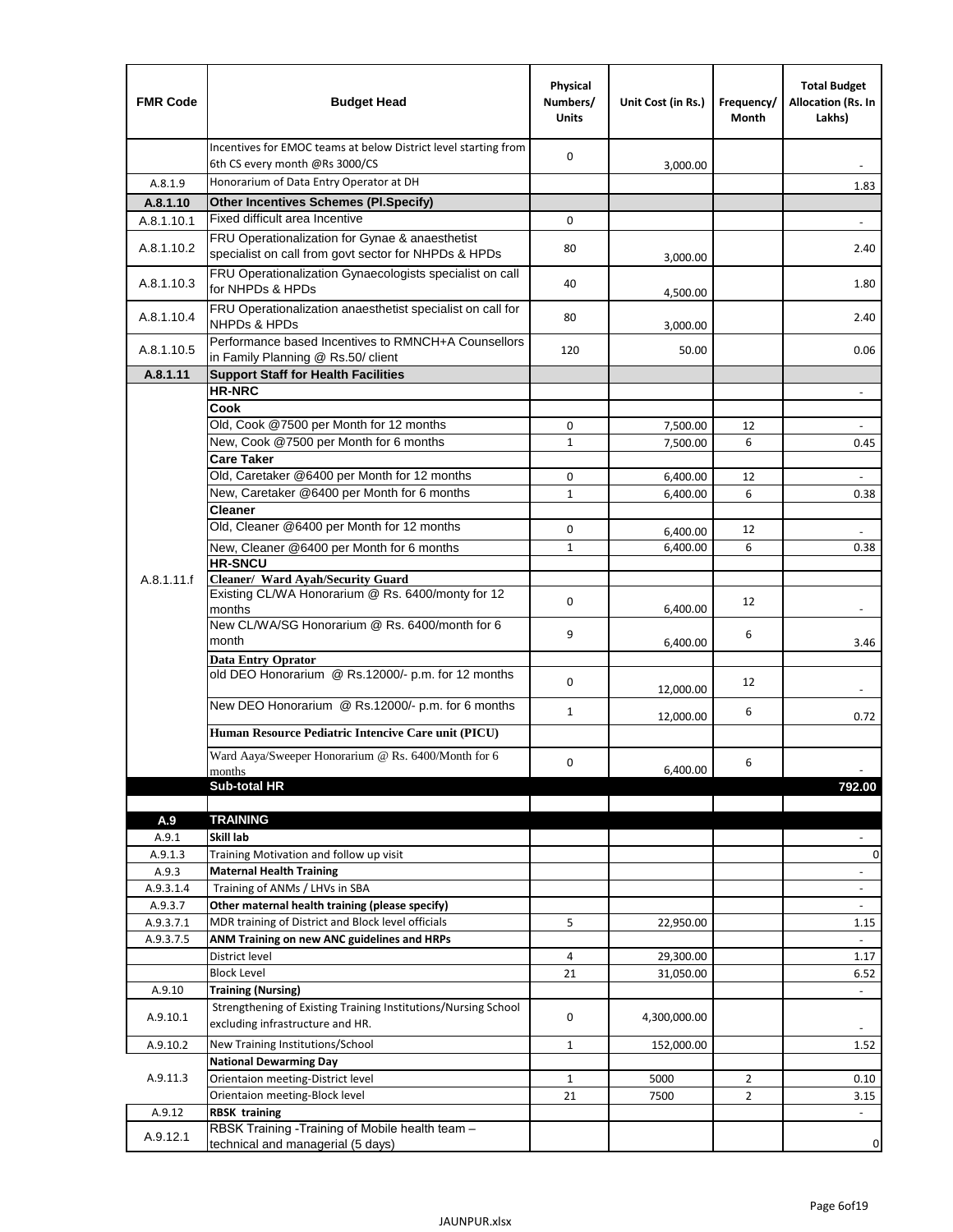| FMR Code | Budget Head | Physical Numbers/ Units | Unit Cost (in Rs.) | Frequency/ Month | Total Budget Allocation (Rs. In Lakhs) |
|---|---|---|---|---|---|
| | Incentives for EMOC teams at below District level starting from 6th CS every month @Rs 3000/CS | 0 | 3,000.00 | | - |
| A.8.1.9 | Honorarium of Data Entry Operator at DH | | | | 1.83 |
| **A.8.1.10** | **Other Incentives Schemes (Pl.Specify)** | | | | |
| A.8.1.10.1 | Fixed difficult area Incentive | 0 | | | - |
| A.8.1.10.2 | FRU Operationalization for Gynae & anaesthetist specialist on call from govt sector for NHPDs & HPDs | 80 | 3,000.00 | | 2.40 |
| A.8.1.10.3 | FRU Operationalization Gynaecologists specialist on call for NHPDs & HPDs | 40 | 4,500.00 | | 1.80 |
| A.8.1.10.4 | FRU Operationalization anaesthetist specialist on call for NHPDs & HPDs | 80 | 3,000.00 | | 2.40 |
| A.8.1.10.5 | Performance based Incentives to RMNCH+A Counsellors in Family Planning @ Rs.50/ client | 120 | 50.00 | | 0.06 |
| **A.8.1.11** | **Support Staff for Health Facilities** | | | | |
| A.8.1.11.f | **HR-NRC** | | | | - |
| | **Cook** | | | | |
| | Old, Cook @7500 per Month for 12 months | 0 | 7,500.00 | 12 | - |
| | New, Cook @7500 per Month for 6 months | 1 | 7,500.00 | 6 | 0.45 |
| | **Care Taker** | | | | |
| | Old, Caretaker @6400 per Month for 12 months | 0 | 6,400.00 | 12 | - |
| | New, Caretaker @6400 per Month for 6 months | 1 | 6,400.00 | 6 | 0.38 |
| | **Cleaner** | | | | |
| | Old, Cleaner @6400 per Month for 12 months | 0 | 6,400.00 | 12 | - |
| | New, Cleaner @6400 per Month for 6 months | 1 | 6,400.00 | 6 | 0.38 |
| | **HR-SNCU** | | | | |
| | **Cleaner/ Ward Ayah/Security Guard** | | | | |
| | Existing CL/WA Honorarium @ Rs. 6400/monty for 12 months | 0 | 6,400.00 | 12 | - |
| | New CL/WA/SG Honorarium @ Rs. 6400/month for 6 month | 9 | 6,400.00 | 6 | 3.46 |
| | **Data Entry Oprator** | | | | |
| | old DEO Honorarium @ Rs.12000/- p.m. for 12 months | 0 | 12,000.00 | 12 | - |
| | New DEO Honorarium @ Rs.12000/- p.m. for 6 months | 1 | 12,000.00 | 6 | 0.72 |
| | **Human Resource Pediatric Intencive Care unit (PICU)** | | | | |
| | Ward Aaya/Sweeper Honorarium @ Rs. 6400/Month for 6 months | 0 | 6,400.00 | 6 | - |
| | **Sub-total HR** | | | | **792.00** |
| | | | | | |
| **A.9** | **TRAINING** | | | | |
| A.9.1 | **Skill lab** | | | | - |
| A.9.1.3 | Training Motivation and follow up visit | | | | 0 |
| A.9.3 | **Maternal Health Training** | | | | - |
| A.9.3.1.4 | Training of ANMs / LHVs in SBA | | | | - |
| A.9.3.7 | **Other maternal health training (please specify)** | | | | - |
| A.9.3.7.1 | MDR training of District and Block level officials | 5 | 22,950.00 | | 1.15 |
| A.9.3.7.5 | **ANM Training on new ANC guidelines and HRPs** | | | | - |
| | District level | 4 | 29,300.00 | | 1.17 |
| | Block Level | 21 | 31,050.00 | | 6.52 |
| A.9.10 | **Training (Nursing)** | | | | - |
| A.9.10.1 | Strengthening of Existing Training Institutions/Nursing School excluding infrastructure and HR. | 0 | 4,300,000.00 | | - |
| A.9.10.2 | New Training Institutions/School | 1 | 152,000.00 | | 1.52 |
| A.9.11.3 | **National Dewarming Day** | | | | |
| | Orientaion meeting-District level | 1 | 5000 | 2 | 0.10 |
| | Orientaion meeting-Block level | 21 | 7500 | 2 | 3.15 |
| A.9.12 | **RBSK training** | | | | - |
| A.9.12.1 | RBSK Training -Training of Mobile health team – technical and managerial (5 days) | | | | 0 |

JAUNPUR.xlsx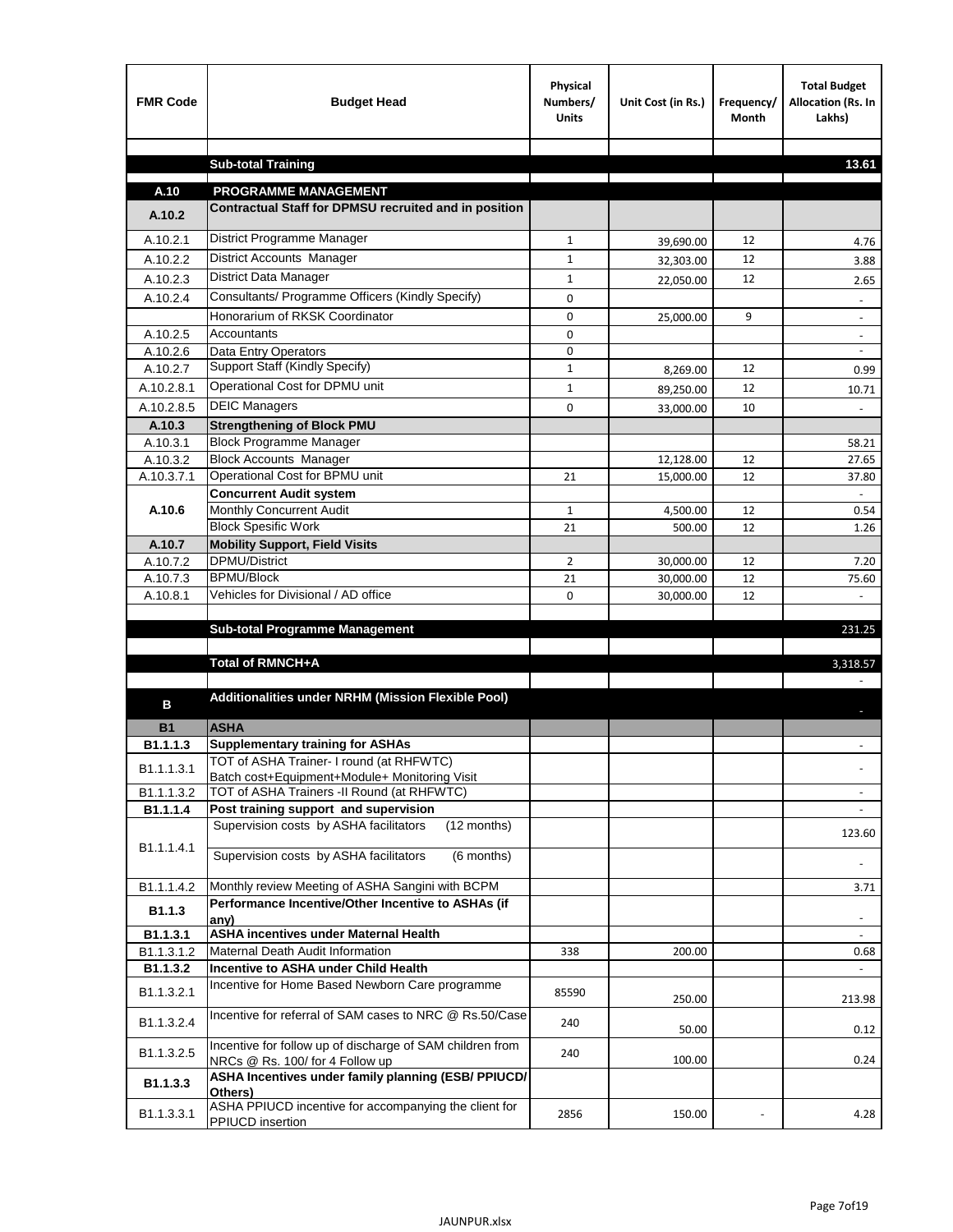| FMR Code | Budget Head | Physical Numbers/ Units | Unit Cost (in Rs.) | Frequency/ Month | Total Budget Allocation (Rs. In Lakhs) |
|---|---|---|---|---|---|
| | | | | | |
| | **Sub-total Training** | | | | **13.61** |
| | | | | | |
| **A.10** | **PROGRAMME MANAGEMENT** | | | | |
| **A.10.2** | **Contractual Staff for DPMSU recruited and in position** | | | | |
| A.10.2.1 | District Programme Manager | 1 | 39,690.00 | 12 | 4.76 |
| A.10.2.2 | District Accounts Manager | 1 | 32,303.00 | 12 | 3.88 |
| A.10.2.3 | District Data Manager | 1 | 22,050.00 | 12 | 2.65 |
| A.10.2.4 | Consultants/ Programme Officers (Kindly Specify) | 0 | | | - |
| | Honorarium of RKSK Coordinator | 0 | 25,000.00 | 9 | - |
| A.10.2.5 | Accountants | 0 | | | - |
| A.10.2.6 | Data Entry Operators | 0 | | | - |
| A.10.2.7 | Support Staff (Kindly Specify) | 1 | 8,269.00 | 12 | 0.99 |
| A.10.2.8.1 | Operational Cost for DPMU unit | 1 | 89,250.00 | 12 | 10.71 |
| A.10.2.8.5 | DEIC Managers | 0 | 33,000.00 | 10 | - |
| **A.10.3** | **Strengthening of Block PMU** | | | | |
| A.10.3.1 | Block Programme Manager | | | | 58.21 |
| A.10.3.2 | Block Accounts Manager | | 12,128.00 | 12 | 27.65 |
| A.10.3.7.1 | Operational Cost for BPMU unit | 21 | 15,000.00 | 12 | 37.80 |
| **A.10.6** | **Concurrent Audit system** | | | | - |
| | Monthly Concurrent Audit | 1 | 4,500.00 | 12 | 0.54 |
| | Block Spesific Work | 21 | 500.00 | 12 | 1.26 |
| **A.10.7** | **Mobility Support, Field Visits** | | | | |
| A.10.7.2 | DPMU/District | 2 | 30,000.00 | 12 | 7.20 |
| A.10.7.3 | BPMU/Block | 21 | 30,000.00 | 12 | 75.60 |
| A.10.8.1 | Vehicles for Divisional / AD office | 0 | 30,000.00 | 12 | - |
| | | | | | |
| | **Sub-total Programme Management** | | | | 231.25 |
| | | | | | |
| | **Total of RMNCH+A** | | | | 3,318.57 |
| | | | | | - |
| **B** | **Additionalities under NRHM (Mission Flexible Pool)** | | | | - |
| **B1** | **ASHA** | | | | |
| **B1.1.1.3** | **Supplementary training for ASHAs** | | | | - |
| B1.1.1.3.1 | TOT of ASHA Trainer- I round (at RHFWTC) Batch cost+Equipment+Module+ Monitoring Visit | | | | - |
| B1.1.1.3.2 | TOT of ASHA Trainers -II Round (at RHFWTC) | | | | - |
| **B1.1.1.4** | **Post training support and supervision** | | | | - |
| B1.1.1.4.1 | Supervision costs by ASHA facilitators (12 months) | | | | 123.60 |
| | Supervision costs by ASHA facilitators (6 months) | | | | - |
| B1.1.1.4.2 | Monthly review Meeting of ASHA Sangini with BCPM | | | | 3.71 |
| **B1.1.3** | **Performance Incentive/Other Incentive to ASHAs (if any)** | | | | - |
| **B1.1.3.1** | **ASHA incentives under Maternal Health** | | | | - |
| B1.1.3.1.2 | Maternal Death Audit Information | 338 | 200.00 | | 0.68 |
| **B1.1.3.2** | **Incentive to ASHA under Child Health** | | | | - |
| B1.1.3.2.1 | Incentive for Home Based Newborn Care programme | 85590 | 250.00 | | 213.98 |
| B1.1.3.2.4 | Incentive for referral of SAM cases to NRC @ Rs.50/Case | 240 | 50.00 | | 0.12 |
| B1.1.3.2.5 | Incentive for follow up of discharge of SAM children from NRCs @ Rs. 100/ for 4 Follow up | 240 | 100.00 | | 0.24 |
| **B1.1.3.3** | **ASHA Incentives under family planning (ESB/ PPIUCD/ Others)** | | | | |
| B1.1.3.3.1 | ASHA PPIUCD incentive for accompanying the client for PPIUCD insertion | 2856 | 150.00 | - | 4.28 |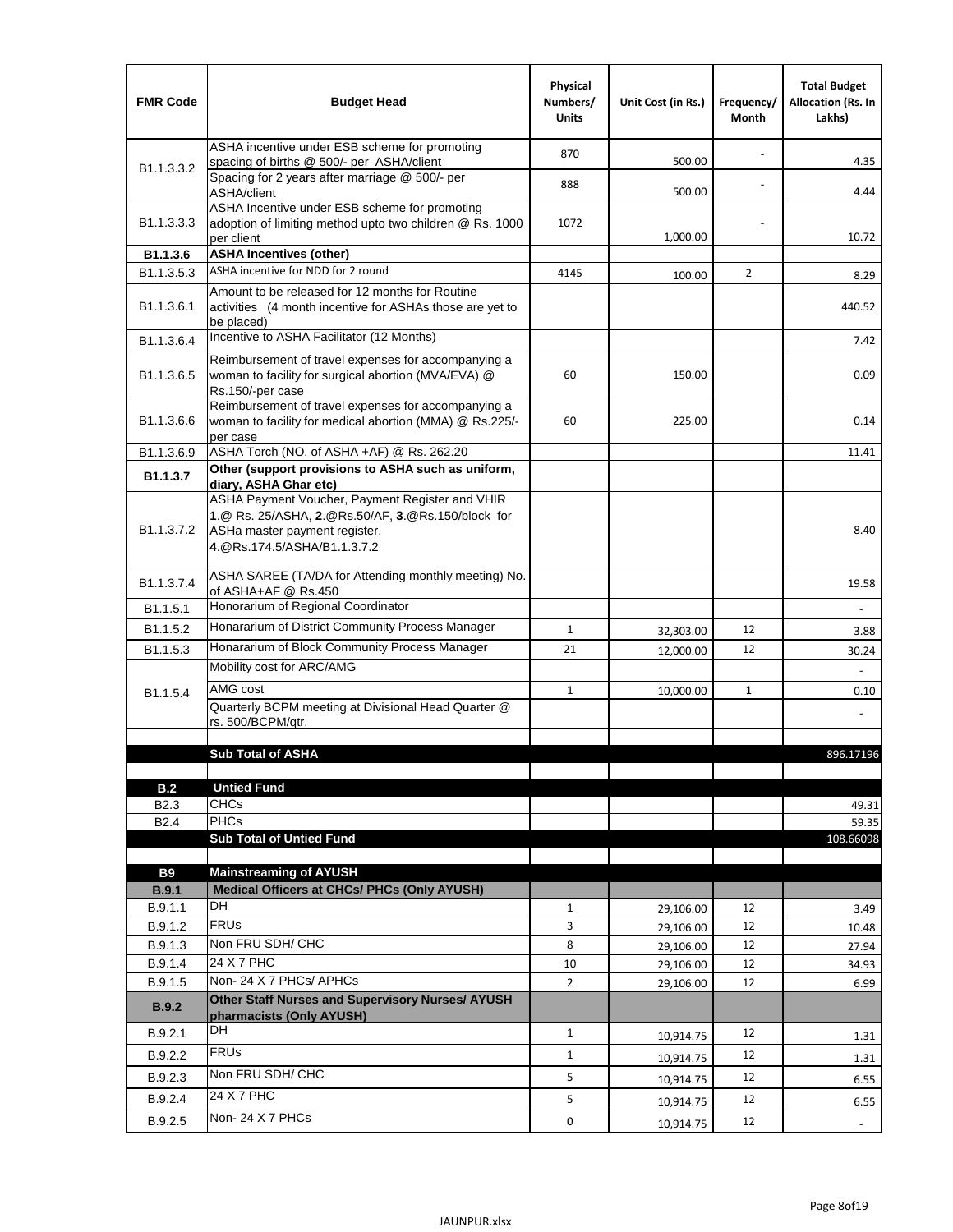| FMR Code | Budget Head | Physical Numbers/ Units | Unit Cost (in Rs.) | Frequency/ Month | Total Budget Allocation (Rs. In Lakhs) |
|---|---|---|---|---|---|
| B1.1.3.3.2 | ASHA incentive under ESB scheme for promoting spacing of births @ 500/- per ASHA/client | 870 | 500.00 | - | 4.35 |
| | Spacing for 2 years after marriage @ 500/- per ASHA/client | 888 | 500.00 | - | 4.44 |
| B1.1.3.3.3 | ASHA Incentive under ESB scheme for promoting adoption of limiting method upto two children @ Rs. 1000 per client | 1072 | 1,000.00 | - | 10.72 |
| **B1.1.3.6** | **ASHA Incentives (other)** | | | | |
| B1.1.3.5.3 | ASHA incentive for NDD for 2 round | 4145 | 100.00 | 2 | 8.29 |
| B1.1.3.6.1 | Amount to be released for 12 months for Routine activities (4 month incentive for ASHAs those are yet to be placed) | | | | 440.52 |
| B1.1.3.6.4 | Incentive to ASHA Facilitator (12 Months) | | | | 7.42 |
| B1.1.3.6.5 | Reimbursement of travel expenses for accompanying a woman to facility for surgical abortion (MVA/EVA) @ Rs.150/-per case | 60 | 150.00 | | 0.09 |
| B1.1.3.6.6 | Reimbursement of travel expenses for accompanying a woman to facility for medical abortion (MMA) @ Rs.225/- per case | 60 | 225.00 | | 0.14 |
| B1.1.3.6.9 | ASHA Torch (NO. of ASHA +AF) @ Rs. 262.20 | | | | 11.41 |
| **B1.1.3.7** | **Other (support provisions to ASHA such as uniform, diary, ASHA Ghar etc)** | | | | |
| B1.1.3.7.2 | ASHA Payment Voucher, Payment Register and VHIR **1**.@ Rs. 25/ASHA, **2**.@Rs.50/AF, **3**.@Rs.150/block for ASHa master payment register, **4**.@Rs.174.5/ASHA/B1.1.3.7.2 | | | | 8.40 |
| B1.1.3.7.4 | ASHA SAREE (TA/DA for Attending monthly meeting) No. of ASHA+AF @ Rs.450 | | | | 19.58 |
| B1.1.5.1 | Honorarium of Regional Coordinator | | | | - |
| B1.1.5.2 | Honararium of District Community Process Manager | 1 | 32,303.00 | 12 | 3.88 |
| B1.1.5.3 | Honararium of Block Community Process Manager | 21 | 12,000.00 | 12 | 30.24 |
| B1.1.5.4 | Mobility cost for ARC/AMG | | | | - |
| | AMG cost | 1 | 10,000.00 | 1 | 0.10 |
| | Quarterly BCPM meeting at Divisional Head Quarter @ rs. 500/BCPM/qtr. | | | | - |
| | | | | | |
| | **Sub Total of ASHA** | | | | 896.17196 |
| | | | | | |
| **B.2** | **Untied Fund** | | | | |
| B2.3 | CHCs | | | | 49.31 |
| B2.4 | PHCs | | | | 59.35 |
| | **Sub Total of Untied Fund** | | | | 108.66098 |
| | | | | | |
| **B9** | **Mainstreaming of AYUSH** | | | | |
| **B.9.1** | **Medical Officers at CHCs/ PHCs (Only AYUSH)** | | | | |
| B.9.1.1 | DH | 1 | 29,106.00 | 12 | 3.49 |
| B.9.1.2 | FRUs | 3 | 29,106.00 | 12 | 10.48 |
| B.9.1.3 | Non FRU SDH/ CHC | 8 | 29,106.00 | 12 | 27.94 |
| B.9.1.4 | 24 X 7 PHC | 10 | 29,106.00 | 12 | 34.93 |
| B.9.1.5 | Non- 24 X 7 PHCs/ APHCs | 2 | 29,106.00 | 12 | 6.99 |
| **B.9.2** | **Other Staff Nurses and Supervisory Nurses/ AYUSH pharmacists (Only AYUSH)** | | | | |
| B.9.2.1 | DH | 1 | 10,914.75 | 12 | 1.31 |
| B.9.2.2 | FRUs | 1 | 10,914.75 | 12 | 1.31 |
| B.9.2.3 | Non FRU SDH/ CHC | 5 | 10,914.75 | 12 | 6.55 |
| B.9.2.4 | 24 X 7 PHC | 5 | 10,914.75 | 12 | 6.55 |
| B.9.2.5 | Non- 24 X 7 PHCs | 0 | 10,914.75 | 12 | - |

JAUNPUR.xlsx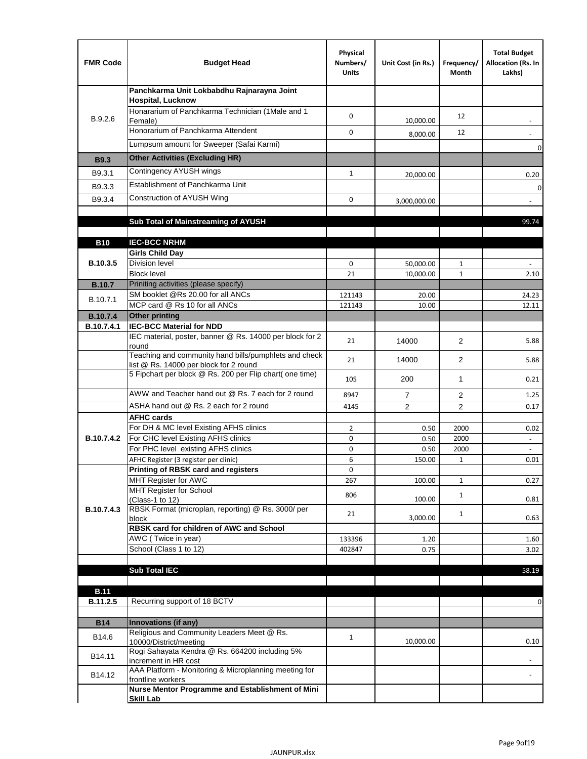| FMR Code | Budget Head | Physical Numbers/ Units | Unit Cost (in Rs.) | Frequency/ Month | Total Budget Allocation (Rs. In Lakhs) |
|---|---|---|---|---|---|
| B.9.2.6 | **Panchkarma Unit Lokbabdhu Rajnarayna Joint Hospital, Lucknow** | | | | |
| | Honararium of Panchkarma Technician (1Male and 1 Female) | 0 | 10,000.00 | 12 | - |
| | Honorarium of Panchkarma Attendent | 0 | 8,000.00 | 12 | - |
| | Lumpsum amount for Sweeper (Safai Karmi) | | | | 0 |
| **B9.3** | **Other Activities (Excluding HR)** | | | | |
| B9.3.1 | Contingency AYUSH wings | 1 | 20,000.00 | | 0.20 |
| B9.3.3 | Establishment of Panchkarma Unit | | | | 0 |
| B9.3.4 | Construction of AYUSH Wing | 0 | 3,000,000.00 | | - |
| | | | | | |
| | **Sub Total of Mainstreaming of AYUSH** | | | | 99.74 |
| | | | | | |
| **B10** | **IEC-BCC NRHM** | | | | |
| **B.10.3.5** | **Girls Child Day** | | | | |
| | Division level | 0 | 50,000.00 | 1 | - |
| | Block level | 21 | 10,000.00 | 1 | 2.10 |
| **B.10.7** | Priniting activities (please specify) | | | | |
| B.10.7.1 | SM booklet @Rs 20.00 for all ANCs | 121143 | 20.00 | | 24.23 |
| | MCP card @ Rs 10 for all ANCs | 121143 | 10.00 | | 12.11 |
| **B.10.7.4** | **Other printing** | | | | |
| **B.10.7.4.1** | **IEC-BCC Material for NDD** | | | | |
| | IEC material, poster, banner @ Rs. 14000 per block for 2 round | 21 | 14000 | 2 | 5.88 |
| | Teaching and community hand bills/pumphlets and check list @ Rs. 14000 per block for 2 round | 21 | 14000 | 2 | 5.88 |
| | 5 Fipchart per block @ Rs. 200 per Flip chart( one time) | 105 | 200 | 1 | 0.21 |
| | AWW and Teacher hand out @ Rs. 7 each for 2 round | 8947 | 7 | 2 | 1.25 |
| | ASHA hand out @ Rs. 2 each for 2 round | 4145 | 2 | 2 | 0.17 |
| **B.10.7.4.2** | **AFHC cards** | | | | |
| | For DH & MC level Existing AFHS clinics | 2 | 0.50 | 2000 | 0.02 |
| | For CHC level Existing AFHS clinics | 0 | 0.50 | 2000 | - |
| | For PHC level existing AFHS clinics | 0 | 0.50 | 2000 | - |
| | AFHC Register (3 register per clinic) | 6 | 150.00 | 1 | 0.01 |
| **B.10.7.4.3** | **Printing of RBSK card and registers** | 0 | | | |
| | MHT Register for AWC | 267 | 100.00 | 1 | 0.27 |
| | MHT Register for School (Class-1 to 12) | 806 | 100.00 | 1 | 0.81 |
| | RBSK Format (microplan, reporting) @ Rs. 3000/ per block | 21 | 3,000.00 | 1 | 0.63 |
| | **RBSK card for children of AWC and School** | | | | |
| | AWC ( Twice in year) | 133396 | 1.20 | | 1.60 |
| | School (Class 1 to 12) | 402847 | 0.75 | | 3.02 |
| | | | | | |
| | **Sub Total IEC** | | | | 58.19 |
| | | | | | |
| **B.11** | | | | | |
| **B.11.2.5** | Recurring support of 18 BCTV | | | | 0 |
| | | | | | |
| **B14** | **Innovations (if any)** | | | | |
| B14.6 | Religious and Community Leaders Meet @ Rs. 10000/District/meeting | 1 | 10,000.00 | | 0.10 |
| B14.11 | Rogi Sahayata Kendra @ Rs. 664200 including 5% increment in HR cost | | | | - |
| B14.12 | AAA Platform - Monitoring & Microplanning meeting for frontline workers | | | | - |
| | **Nurse Mentor Programme and Establishment of Mini Skill Lab** | | | | |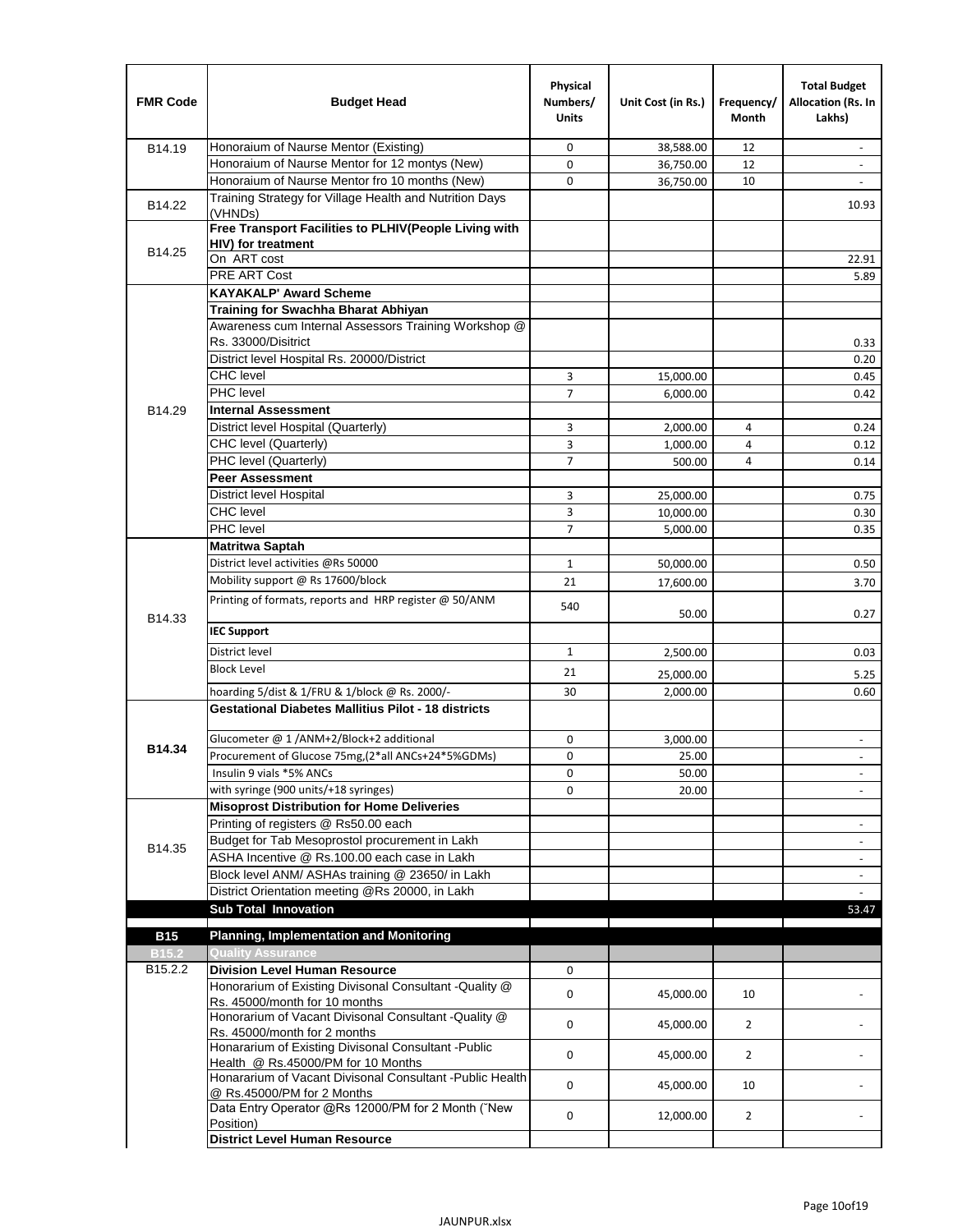| FMR Code | Budget Head | Physical Numbers/ Units | Unit Cost (in Rs.) | Frequency/ Month | Total Budget Allocation (Rs. In Lakhs) |
|---|---|---|---|---|---|
| B14.19 | Honoraium of Naurse Mentor (Existing) | 0 | 38,588.00 | 12 | - |
| | Honoraium of Naurse Mentor for 12 montys (New) | 0 | 36,750.00 | 12 | - |
| | Honoraium of Naurse Mentor fro 10 months (New) | 0 | 36,750.00 | 10 | - |
| B14.22 | Training Strategy for Village Health and Nutrition Days (VHNDs) | | | | 10.93 |
| B14.25 | **Free Transport Facilities to PLHIV(People Living with HIV) for treatment** | | | | |
| | On ART cost | | | | 22.91 |
| | PRE ART Cost | | | | 5.89 |
| B14.29 | **KAYAKALP' Award Scheme** | | | | |
| | **Training for Swachha Bharat Abhiyan** | | | | |
| | Awareness cum Internal Assessors Training Workshop @ Rs. 33000/Disitrict | | | | 0.33 |
| | District level Hospital Rs. 20000/District | | | | 0.20 |
| | CHC level | 3 | 15,000.00 | | 0.45 |
| | PHC level | 7 | 6,000.00 | | 0.42 |
| | **Internal Assessment** | | | | |
| | District level Hospital (Quarterly) | 3 | 2,000.00 | 4 | 0.24 |
| | CHC level (Quarterly) | 3 | 1,000.00 | 4 | 0.12 |
| | PHC level (Quarterly) | 7 | 500.00 | 4 | 0.14 |
| | **Peer Assessment** | | | | |
| | District level Hospital | 3 | 25,000.00 | | 0.75 |
| | CHC level | 3 | 10,000.00 | | 0.30 |
| | PHC level | 7 | 5,000.00 | | 0.35 |
| B14.33 | **Matritwa Saptah** | | | | |
| | District level activities @Rs 50000 | 1 | 50,000.00 | | 0.50 |
| | Mobility support @ Rs 17600/block | 21 | 17,600.00 | | 3.70 |
| | Printing of formats, reports and HRP register @ 50/ANM | 540 | 50.00 | | 0.27 |
| | **IEC Support** | | | | |
| | District level | 1 | 2,500.00 | | 0.03 |
| | Block Level | 21 | 25,000.00 | | 5.25 |
| | hoarding 5/dist & 1/FRU & 1/block @ Rs. 2000/- | 30 | 2,000.00 | | 0.60 |
| **B14.34** | **Gestational Diabetes Mallitius Pilot - 18 districts** | | | | |
| | Glucometer @ 1 /ANM+2/Block+2 additional | 0 | 3,000.00 | | - |
| | Procurement of Glucose 75mg,(2*all ANCs+24*5%GDMs) | 0 | 25.00 | | - |
| | Insulin 9 vials *5% ANCs | 0 | 50.00 | | - |
| | with syringe (900 units/+18 syringes) | 0 | 20.00 | | - |
| B14.35 | **Misoprost Distribution for Home Deliveries** | | | | |
| | Printing of registers @ Rs50.00 each | | | | - |
| | Budget for Tab Mesoprostol procurement in Lakh | | | | - |
| | ASHA Incentive @ Rs.100.00 each case in Lakh | | | | - |
| | Block level ANM/ ASHAs training @ 23650/ in Lakh | | | | - |
| | District Orientation meeting @Rs 20000, in Lakh | | | | - |
| | **Sub Total Innovation** | | | | 53.47 |
| **B15** | **Planning, Implementation and Monitoring** | | | | |
| **B15.2** | **Quality Assurance** | | | | |
| B15.2.2 | **Division Level Human Resource** | 0 | | | |
| | Honorarium of Existing Divisonal Consultant -Quality @ Rs. 45000/month for 10 months | 0 | 45,000.00 | 10 | - |
| | Honorarium of Vacant Divisonal Consultant -Quality @ Rs. 45000/month for 2 months | 0 | 45,000.00 | 2 | - |
| | Honararium of Existing Divisonal Consultant -Public Health @ Rs.45000/PM for 10 Months | 0 | 45,000.00 | 2 | - |
| | Honararium of Vacant Divisonal Consultant -Public Health @ Rs.45000/PM for 2 Months | 0 | 45,000.00 | 10 | - |
| | Data Entry Operator @Rs 12000/PM for 2 Month ("New Position) | 0 | 12,000.00 | 2 | - |
| | **District Level Human Resource** | | | | |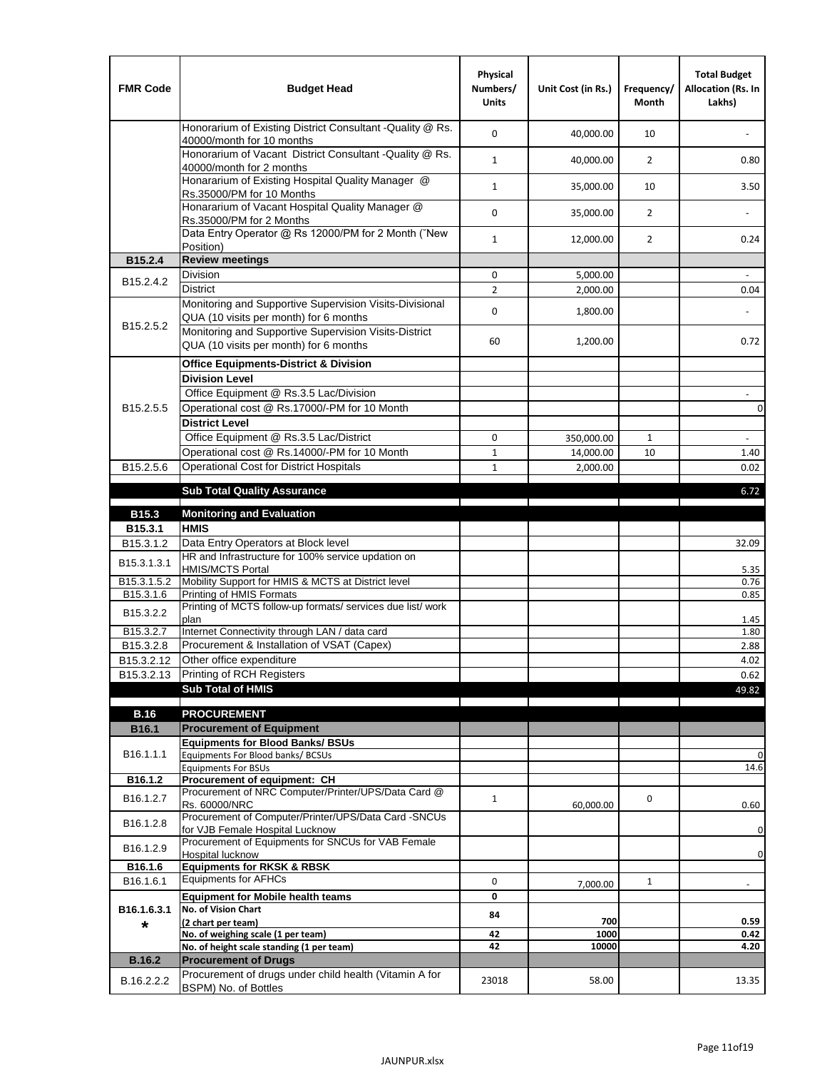| FMR Code | Budget Head | Physical Numbers/ Units | Unit Cost (in Rs.) | Frequency/ Month | Total Budget Allocation (Rs. In Lakhs) |
|---|---|---|---|---|---|
| | Honorarium of Existing District Consultant -Quality @ Rs. 40000/month for 10 months | 0 | 40,000.00 | 10 | - |
| | Honorarium of Vacant District Consultant -Quality @ Rs. 40000/month for 2 months | 1 | 40,000.00 | 2 | 0.80 |
| | Honarartium of Existing Hospital Quality Manager @ Rs.35000/PM for 10 Months | 1 | 35,000.00 | 10 | 3.50 |
| | Honarartium of Vacant Hospital Quality Manager @ Rs.35000/PM for 2 Months | 0 | 35,000.00 | 2 | - |
| | Data Entry Operator @ Rs 12000/PM for 2 Month (˜New Position) | 1 | 12,000.00 | 2 | 0.24 |
| **B15.2.4** | **Review meetings** | | | | |
| B15.2.4.2 | Division | 0 | 5,000.00 | | - |
| | District | 2 | 2,000.00 | | 0.04 |
| B15.2.5.2 | Monitoring and Supportive Supervision Visits-Divisional QUA (10 visits per month) for 6 months | 0 | 1,800.00 | | - |
| | Monitoring and Supportive Supervision Visits-District QUA (10 visits per month) for 6 months | 60 | 1,200.00 | | 0.72 |
| B15.2.5.5 | **Office Equipments-District & Division** | | | | |
| | **Division Level** | | | | |
| | Office Equipment @ Rs.3.5 Lac/Division | | | | - |
| | Operational cost @ Rs.17000/-PM for 10 Month | | | | 0 |
| | **District Level** | | | | |
| | Office Equipment @ Rs.3.5 Lac/District | 0 | 350,000.00 | 1 | - |
| | Operational cost @ Rs.14000/-PM for 10 Month | 1 | 14,000.00 | 10 | 1.40 |
| B15.2.5.6 | Operational Cost for District Hospitals | 1 | 2,000.00 | | 0.02 |
| | **Sub Total Quality Assurance** | | | | 6.72 |
| **B15.3** | **Monitoring and Evaluation** | | | | |
| **B15.3.1** | **HMIS** | | | | |
| B15.3.1.2 | Data Entry Operators at Block level | | | | 32.09 |
| B15.3.1.3.1 | HR and Infrastructure for 100% service updation on HMIS/MCTS Portal | | | | 5.35 |
| B15.3.1.5.2 | Mobility Support for HMIS & MCTS at District level | | | | 0.76 |
| B15.3.1.6 | Printing of HMIS Formats | | | | 0.85 |
| B15.3.2.2 | Printing of MCTS follow-up formats/ services due list/ work plan | | | | 1.45 |
| B15.3.2.7 | Internet Connectivity through LAN / data card | | | | 1.80 |
| B15.3.2.8 | Procurement & Installation of VSAT (Capex) | | | | 2.88 |
| B15.3.2.12 | Other office expenditure | | | | 4.02 |
| B15.3.2.13 | Printing of RCH Registers | | | | 0.62 |
| | **Sub Total of HMIS** | | | | 49.82 |
| **B.16** | **PROCUREMENT** | | | | |
| **B16.1** | **Procurement of Equipment** | | | | |
| B16.1.1.1 | **Equipments for Blood Banks/ BSUs** | | | | |
| | Equipments For Blood banks/ BCSUs | | | | 0 |
| | Equipments For BSUs | | | | 14.6 |
| **B16.1.2** | **Procurement of equipment: CH** | | | | |
| B16.1.2.7 | Procurement of NRC Computer/Printer/UPS/Data Card @ Rs. 60000/NRC | 1 | 60,000.00 | 0 | 0.60 |
| B16.1.2.8 | Procurement of Computer/Printer/UPS/Data Card -SNCUs for VJB Female Hospital Lucknow | | | | 0 |
| B16.1.2.9 | Procurement of Equipments for SNCUs for VAB Female Hospital lucknow | | | | 0 |
| **B16.1.6** | **Equipments for RKSK & RBSK** | | | | |
| B16.1.6.1 | Equipments for AFHCs | 0 | 7,000.00 | 1 | - |
| **B16.1.6.3.1 *** | **Equipment for Mobile health teams** | **0** | | | |
| | **No. of Vision Chart (2 chart per team)** | **84** | **700** | | **0.59** |
| | **No. of weighing scale (1 per team)** | **42** | **1000** | | **0.42** |
| | **No. of height scale standing (1 per team)** | **42** | **10000** | | **4.20** |
| **B.16.2** | **Procurement of Drugs** | | | | |
| B.16.2.2.2 | Procurement of drugs under child health (Vitamin A for BSPM) No. of Bottles | 23018 | 58.00 | | 13.35 |

JAUNPUR.xlsx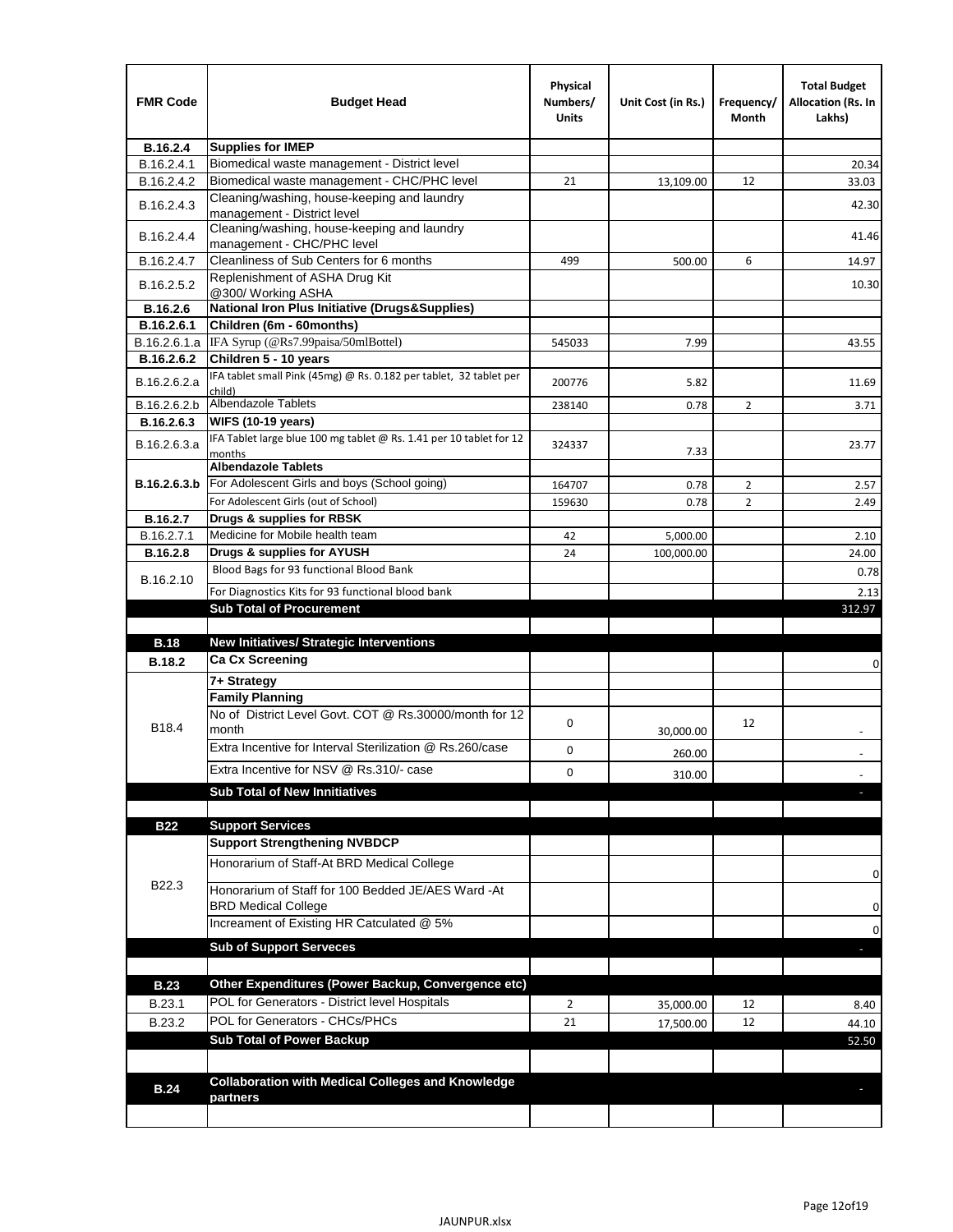| FMR Code | Budget Head | Physical Numbers/ Units | Unit Cost (in Rs.) | Frequency/ Month | Total Budget Allocation (Rs. In Lakhs) |
|---|---|---|---|---|---|
| **B.16.2.4** | **Supplies for IMEP** | | | | |
| B.16.2.4.1 | Biomedical waste management - District level | | | | 20.34 |
| B.16.2.4.2 | Biomedical waste management - CHC/PHC level | 21 | 13,109.00 | 12 | 33.03 |
| B.16.2.4.3 | Cleaning/washing, house-keeping and laundry management - District level | | | | 42.30 |
| B.16.2.4.4 | Cleaning/washing, house-keeping and laundry management - CHC/PHC level | | | | 41.46 |
| B.16.2.4.7 | Cleanliness of Sub Centers for 6 months | 499 | 500.00 | 6 | 14.97 |
| B.16.2.5.2 | Replenishment of ASHA Drug Kit @300/ Working ASHA | | | | 10.30 |
| **B.16.2.6** | **National Iron Plus Initiative (Drugs&Supplies)** | | | | |
| **B.16.2.6.1** | **Children (6m - 60months)** | | | | |
| B.16.2.6.1.a | IFA Syrup (@Rs7.99paisa/50mlBottel) | 545033 | 7.99 | | 43.55 |
| **B.16.2.6.2** | **Children 5 - 10 years** | | | | |
| B.16.2.6.2.a | IFA tablet small Pink (45mg) @ Rs. 0.182 per tablet, 32 tablet per child) | 200776 | 5.82 | | 11.69 |
| B.16.2.6.2.b | Albendazole Tablets | 238140 | 0.78 | 2 | 3.71 |
| **B.16.2.6.3** | **WIFS (10-19 years)** | | | | |
| B.16.2.6.3.a | IFA Tablet large blue 100 mg tablet @ Rs. 1.41 per 10 tablet for 12 months | 324337 | 7.33 | | 23.77 |
| **B.16.2.6.3.b** | **Albendazole Tablets** | | | | |
| | For Adolescent Girls and boys (School going) | 164707 | 0.78 | 2 | 2.57 |
| | For Adolescent Girls (out of School) | 159630 | 0.78 | 2 | 2.49 |
| **B.16.2.7** | **Drugs & supplies for RBSK** | | | | |
| B.16.2.7.1 | Medicine for Mobile health team | 42 | 5,000.00 | | 2.10 |
| **B.16.2.8** | **Drugs & supplies for AYUSH** | 24 | 100,000.00 | | 24.00 |
| B.16.2.10 | Blood Bags for 93 functional Blood Bank | | | | 0.78 |
| | For Diagnostics Kits for 93 functional blood bank | | | | 2.13 |
| | **Sub Total of Procurement** | | | | 312.97 |
| | | | | | |
| **B.18** | **New Initiatives/ Strategic Interventions** | | | | |
| **B.18.2** | **Ca Cx Screening** | | | | 0 |
| B18.4 | **7+ Strategy** | | | | |
| | **Family Planning** | | | | |
| | No of District Level Govt. COT @ Rs.30000/month for 12 month | 0 | 30,000.00 | 12 | - |
| | Extra Incentive for Interval Sterilization @ Rs.260/case | 0 | 260.00 | | - |
| | Extra Incentive for NSV @ Rs.310/- case | 0 | 310.00 | | - |
| | **Sub Total of New Innitiatives** | | | | - |
| | | | | | |
| **B22** | **Support Services** | | | | |
| B22.3 | **Support Strengthening NVBDCP** | | | | |
| | Honorarium of Staff-At BRD Medical College | | | | 0 |
| | Honorarium of Staff for 100 Bedded JE/AES Ward -At BRD Medical College | | | | 0 |
| | Increament of Existing HR Catculated @ 5% | | | | 0 |
| | **Sub of Support Serveces** | | | | - |
| | | | | | |
| **B.23** | **Other Expenditures (Power Backup, Convergence etc)** | | | | |
| B.23.1 | POL for Generators - District level Hospitals | 2 | 35,000.00 | 12 | 8.40 |
| B.23.2 | POL for Generators - CHCs/PHCs | 21 | 17,500.00 | 12 | 44.10 |
| | **Sub Total of Power Backup** | | | | 52.50 |
| | | | | | |
| **B.24** | **Collaboration with Medical Colleges and Knowledge partners** | | | | - |
| | | | | | |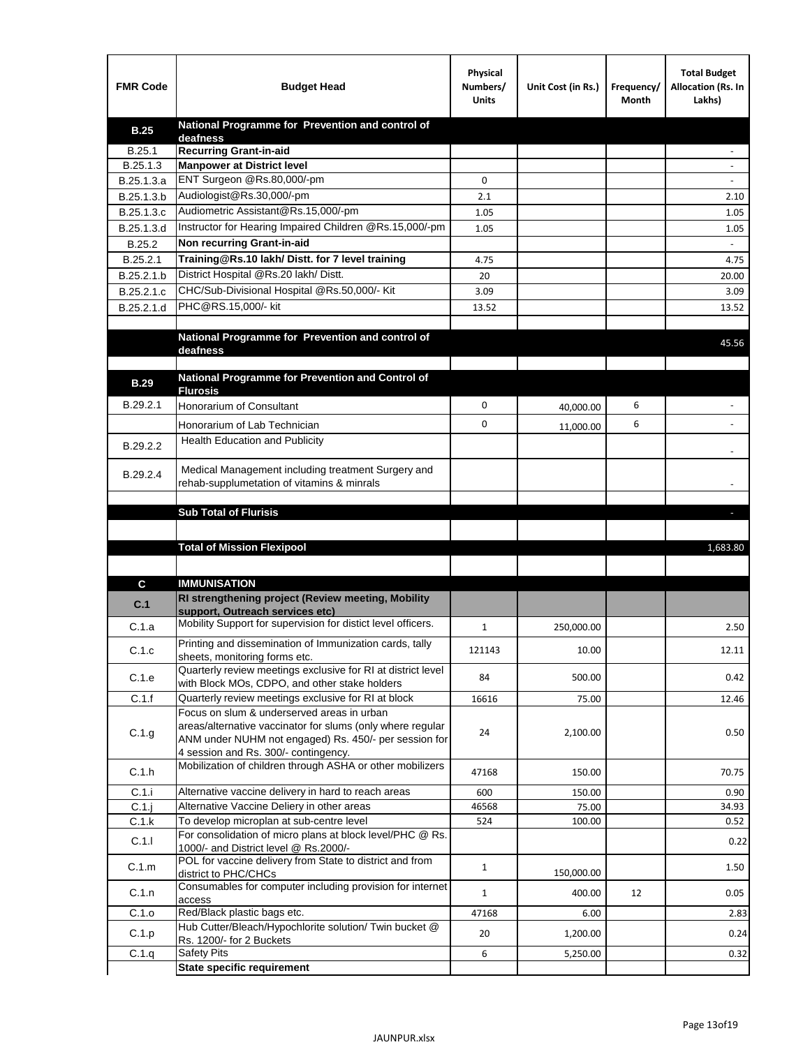| FMR Code | Budget Head | Physical Numbers/ Units | Unit Cost (in Rs.) | Frequency/ Month | Total Budget Allocation (Rs. In Lakhs) |
|---|---|---|---|---|---|
| **B.25** | **National Programme for Prevention and control of deafness** | | | | |
| B.25.1 | **Recurring Grant-in-aid** | | | | - |
| B.25.1.3 | **Manpower at District level** | | | | - |
| B.25.1.3.a | ENT Surgeon @Rs.80,000/-pm | 0 | | | - |
| B.25.1.3.b | Audiologist@Rs.30,000/-pm | 2.1 | | | 2.10 |
| B.25.1.3.c | Audiometric Assistant@Rs.15,000/-pm | 1.05 | | | 1.05 |
| B.25.1.3.d | Instructor for Hearing Impaired Children @Rs.15,000/-pm | 1.05 | | | 1.05 |
| B.25.2 | **Non recurring Grant-in-aid** | | | | - |
| B.25.2.1 | **Training@Rs.10 lakh/ Distt. for 7 level training** | 4.75 | | | 4.75 |
| B.25.2.1.b | District Hospital @Rs.20 lakh/ Distt. | 20 | | | 20.00 |
| B.25.2.1.c | CHC/Sub-Divisional Hospital @Rs.50,000/- Kit | 3.09 | | | 3.09 |
| B.25.2.1.d | PHC@RS.15,000/- kit | 13.52 | | | 13.52 |
| | | | | | |
| | **National Programme for Prevention and control of deafness** | | | | 45.56 |
| | | | | | |
| **B.29** | **National Programme for Prevention and Control of Flurosis** | | | | |
| B.29.2.1 | Honorarium of Consultant | 0 | 40,000.00 | 6 | - |
| | Honorarium of Lab Technician | 0 | 11,000.00 | 6 | - |
| B.29.2.2 | Health Education and Publicity | | | | - |
| B.29.2.4 | Medical Management including treatment Surgery and rehab-supplumetation of vitamins & minrals | | | | - |
| | | | | | |
| | **Sub Total of Flurisis** | | | | - |
| | | | | | |
| | **Total of Mission Flexipool** | | | | 1,683.80 |
| | | | | | |
| **C** | **IMMUNISATION** | | | | |
| **C.1** | **RI strengthening project (Review meeting, Mobility support, Outreach services etc)** | | | | |
| C.1.a | Mobility Support for supervision for distict level officers. | 1 | 250,000.00 | | 2.50 |
| C.1.c | Printing and dissemination of Immunization cards, tally sheets, monitoring forms etc. | 121143 | 10.00 | | 12.11 |
| C.1.e | Quarterly review meetings exclusive for RI at district level with Block MOs, CDPO, and other stake holders | 84 | 500.00 | | 0.42 |
| C.1.f | Quarterly review meetings exclusive for RI at block | 16616 | 75.00 | | 12.46 |
| C.1.g | Focus on slum & underserved areas in urban areas/alternative vaccinator for slums (only where regular ANM under NUHM not engaged) Rs. 450/- per session for 4 session and Rs. 300/- contingency. | 24 | 2,100.00 | | 0.50 |
| C.1.h | Mobilization of children through ASHA or other mobilizers | 47168 | 150.00 | | 70.75 |
| C.1.i | Alternative vaccine delivery in hard to reach areas | 600 | 150.00 | | 0.90 |
| C.1.j | Alternative Vaccine Deliery in other areas | 46568 | 75.00 | | 34.93 |
| C.1.k | To develop microplan at sub-centre level | 524 | 100.00 | | 0.52 |
| C.1.l | For consolidation of micro plans at block level/PHC @ Rs. 1000/- and District level @ Rs.2000/- | | | | 0.22 |
| C.1.m | POL for vaccine delivery from State to district and from district to PHC/CHCs | 1 | 150,000.00 | | 1.50 |
| C.1.n | Consumables for computer including provision for internet access | 1 | 400.00 | 12 | 0.05 |
| C.1.o | Red/Black plastic bags etc. | 47168 | 6.00 | | 2.83 |
| C.1.p | Hub Cutter/Bleach/Hypochlorite solution/ Twin bucket @ Rs. 1200/- for 2 Buckets | 20 | 1,200.00 | | 0.24 |
| C.1.q | Safety Pits | 6 | 5,250.00 | | 0.32 |
| | **State specific requirement** | | | | |

JAUNPUR.xlsx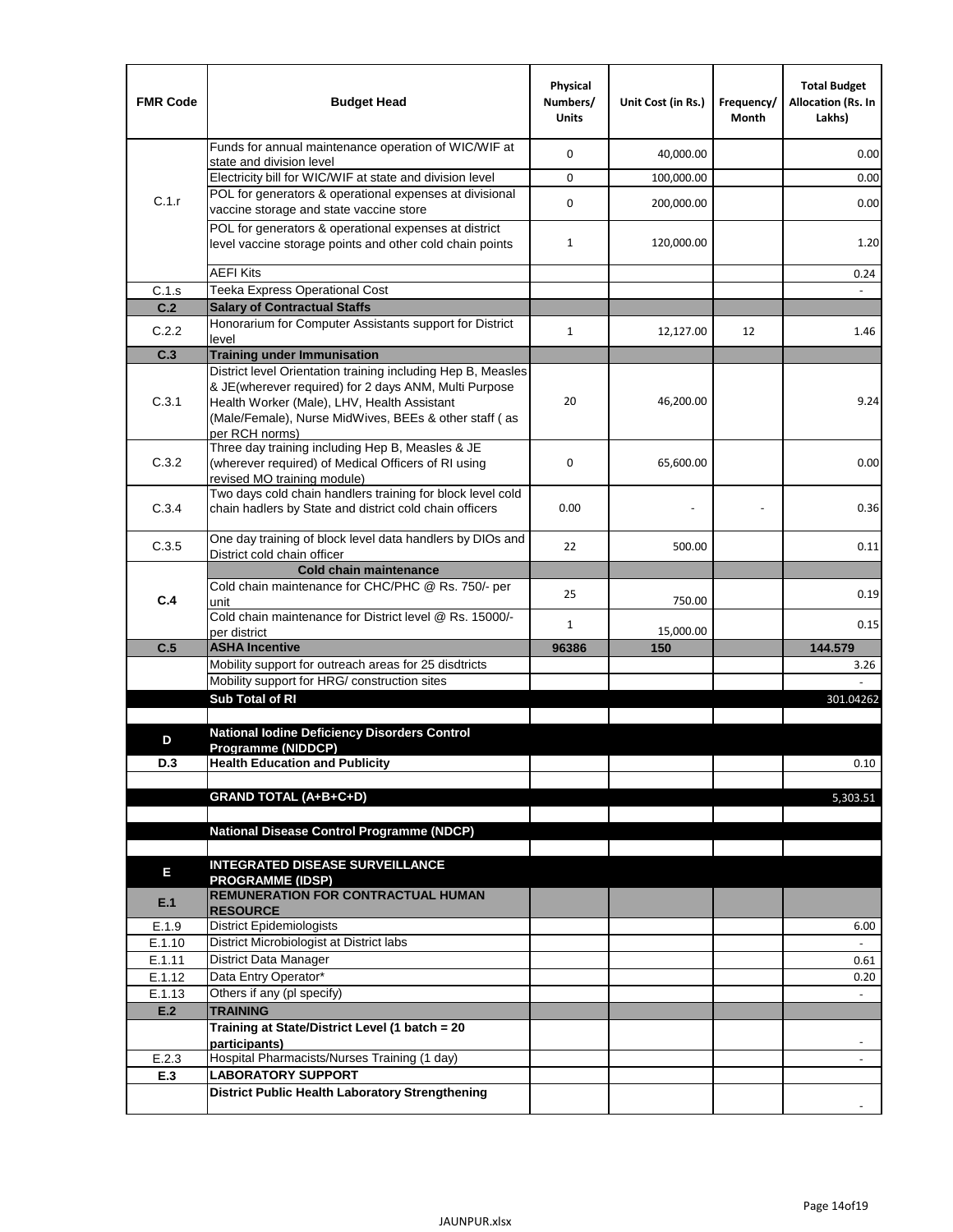| FMR Code | Budget Head | Physical Numbers/ Units | Unit Cost (in Rs.) | Frequency/ Month | Total Budget Allocation (Rs. In Lakhs) |
|---|---|---|---|---|---|
| C.1.r | Funds for annual maintenance operation of WIC/WIF at state and division level | 0 | 40,000.00 | | 0.00 |
| | Electricity bill for WIC/WIF at state and division level | 0 | 100,000.00 | | 0.00 |
| | POL for generators & operational expenses at divisional vaccine storage and state vaccine store | 0 | 200,000.00 | | 0.00 |
| | POL for generators & operational expenses at district level vaccine storage points and other cold chain points | 1 | 120,000.00 | | 1.20 |
| | AEFI Kits | | | | 0.24 |
| C.1.s | Teeka Express Operational Cost | | | | - |
| **C.2** | **Salary of Contractual Staffs** | | | | |
| C.2.2 | Honorarium for Computer Assistants support for District level | 1 | 12,127.00 | 12 | 1.46 |
| **C.3** | **Training under Immunisation** | | | | |
| C.3.1 | District level Orientation training including Hep B, Measles & JE(wherever required) for 2 days ANM, Multi Purpose Health Worker (Male), LHV, Health Assistant (Male/Female), Nurse MidWives, BEEs & other staff ( as per RCH norms) | 20 | 46,200.00 | | 9.24 |
| C.3.2 | Three day training including Hep B, Measles & JE (wherever required) of Medical Officers of RI using revised MO training module) | 0 | 65,600.00 | | 0.00 |
| C.3.4 | Two days cold chain handlers training for block level cold chain hadlers by State and district cold chain officers | 0.00 | - | - | 0.36 |
| C.3.5 | One day training of block level data handlers by DIOs and District cold chain officer | 22 | 500.00 | | 0.11 |
| **C.4** | **Cold chain maintenance** | | | | |
| | Cold chain maintenance for CHC/PHC @ Rs. 750/- per unit | 25 | 750.00 | | 0.19 |
| | Cold chain maintenance for District level @ Rs. 15000/- per district | 1 | 15,000.00 | | 0.15 |
| **C.5** | **ASHA Incentive** | **96386** | **150** | | **144.579** |
| | Mobility support for outreach areas for 25 disdtricts | | | | 3.26 |
| | Mobility support for HRG/ construction sites | | | | - |
| | **Sub Total of RI** | | | | 301.04262 |
| | | | | | |
| **D** | **National Iodine Deficiency Disorders Control Programme (NIDDCP)** | | | | |
| **D.3** | **Health Education and Publicity** | | | | 0.10 |
| | | | | | |
| | **GRAND TOTAL (A+B+C+D)** | | | | 5,303.51 |
| | | | | | |
| | **National Disease Control Programme (NDCP)** | | | | |
| | | | | | |
| **E** | **INTEGRATED DISEASE SURVEILLANCE PROGRAMME (IDSP)** | | | | |
| **E.1** | **REMUNERATION FOR CONTRACTUAL HUMAN RESOURCE** | | | | |
| E.1.9 | District Epidemiologists | | | | 6.00 |
| E.1.10 | District Microbiologist at District labs | | | | - |
| E.1.11 | District Data Manager | | | | 0.61 |
| E.1.12 | Data Entry Operator* | | | | 0.20 |
| E.1.13 | Others if any (pl specify) | | | | - |
| **E.2** | **TRAINING** | | | | |
| | **Training at State/District Level (1 batch = 20 participants)** | | | | - |
| E.2.3 | Hospital Pharmacists/Nurses Training (1 day) | | | | - |
| **E.3** | **LABORATORY SUPPORT** | | | | |
| | **District Public Health Laboratory Strengthening** | | | | - |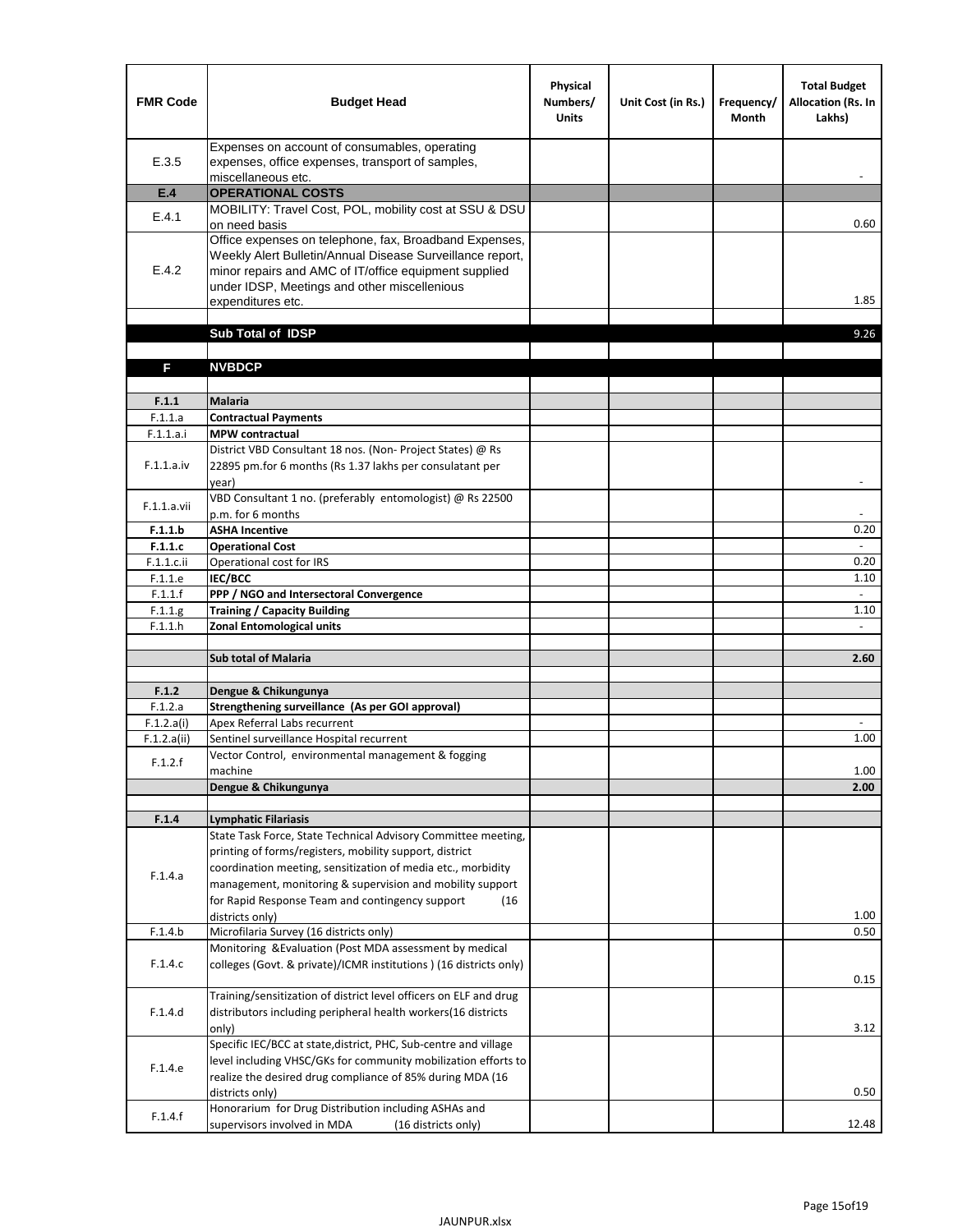| FMR Code | Budget Head | Physical Numbers/ Units | Unit Cost (in Rs.) | Frequency/ Month | Total Budget Allocation (Rs. In Lakhs) |
|---|---|---|---|---|---|
| E.3.5 | Expenses on account of consumables, operating expenses, office expenses, transport of samples, miscellaneous etc. | | | | - |
| **E.4** | **OPERATIONAL COSTS** | | | | |
| E.4.1 | MOBILITY: Travel Cost, POL, mobility cost at SSU & DSU on need basis | | | | 0.60 |
| E.4.2 | Office expenses on telephone, fax, Broadband Expenses, Weekly Alert Bulletin/Annual Disease Surveillance report, minor repairs and AMC of IT/office equipment supplied under IDSP, Meetings and other miscellenious expenditures etc. | | | | 1.85 |
| | | | | | |
| | **Sub Total of IDSP** | | | | 9.26 |
| | | | | | |
| **F** | **NVBDCP** | | | | |
| | | | | | |
| **F.1.1** | **Malaria** | | | | |
| F.1.1.a | **Contractual Payments** | | | | |
| F.1.1.a.i | **MPW contractual** | | | | |
| F.1.1.a.iv | District VBD Consultant 18 nos. (Non- Project States) @ Rs 22895 pm.for 6 months (Rs 1.37 lakhs per consulatant per year) | | | | - |
| F.1.1.a.vii | VBD Consultant 1 no. (preferably entomologist) @ Rs 22500 p.m. for 6 months | | | | - |
| **F.1.1.b** | **ASHA Incentive** | | | | 0.20 |
| **F.1.1.c** | **Operational Cost** | | | | - |
| F.1.1.c.ii | Operational cost for IRS | | | | 0.20 |
| F.1.1.e | **IEC/BCC** | | | | 1.10 |
| F.1.1.f | **PPP / NGO and Intersectoral Convergence** | | | | - |
| F.1.1.g | **Training / Capacity Building** | | | | 1.10 |
| F.1.1.h | **Zonal Entomological units** | | | | - |
| | | | | | |
| | **Sub total of Malaria** | | | | **2.60** |
| | | | | | |
| **F.1.2** | **Dengue & Chikungunya** | | | | |
| F.1.2.a | **Strengthening surveillance (As per GOI approval)** | | | | |
| F.1.2.a(i) | Apex Referral Labs recurrent | | | | - |
| F.1.2.a(ii) | Sentinel surveillance Hospital recurrent | | | | 1.00 |
| F.1.2.f | Vector Control, environmental management & fogging machine | | | | 1.00 |
| | **Dengue & Chikungunya** | | | | **2.00** |
| | | | | | |
| **F.1.4** | **Lymphatic Filariasis** | | | | |
| F.1.4.a | State Task Force, State Technical Advisory Committee meeting, printing of forms/registers, mobility support, district coordination meeting, sensitization of media etc., morbidity management, monitoring & supervision and mobility support for Rapid Response Team and contingency support (16 districts only) | | | | 1.00 |
| F.1.4.b | Microfilaria Survey (16 districts only) | | | | 0.50 |
| F.1.4.c | Monitoring &Evaluation (Post MDA assessment by medical colleges (Govt. & private)/ICMR institutions ) (16 districts only) | | | | 0.15 |
| F.1.4.d | Training/sensitization of district level officers on ELF and drug distributors including peripheral health workers(16 districts only) | | | | 3.12 |
| F.1.4.e | Specific IEC/BCC at state,district, PHC, Sub-centre and village level including VHSC/GKs for community mobilization efforts to realize the desired drug compliance of 85% during MDA (16 districts only) | | | | 0.50 |
| F.1.4.f | Honorarium for Drug Distribution including ASHAs and supervisors involved in MDA (16 districts only) | | | | 12.48 |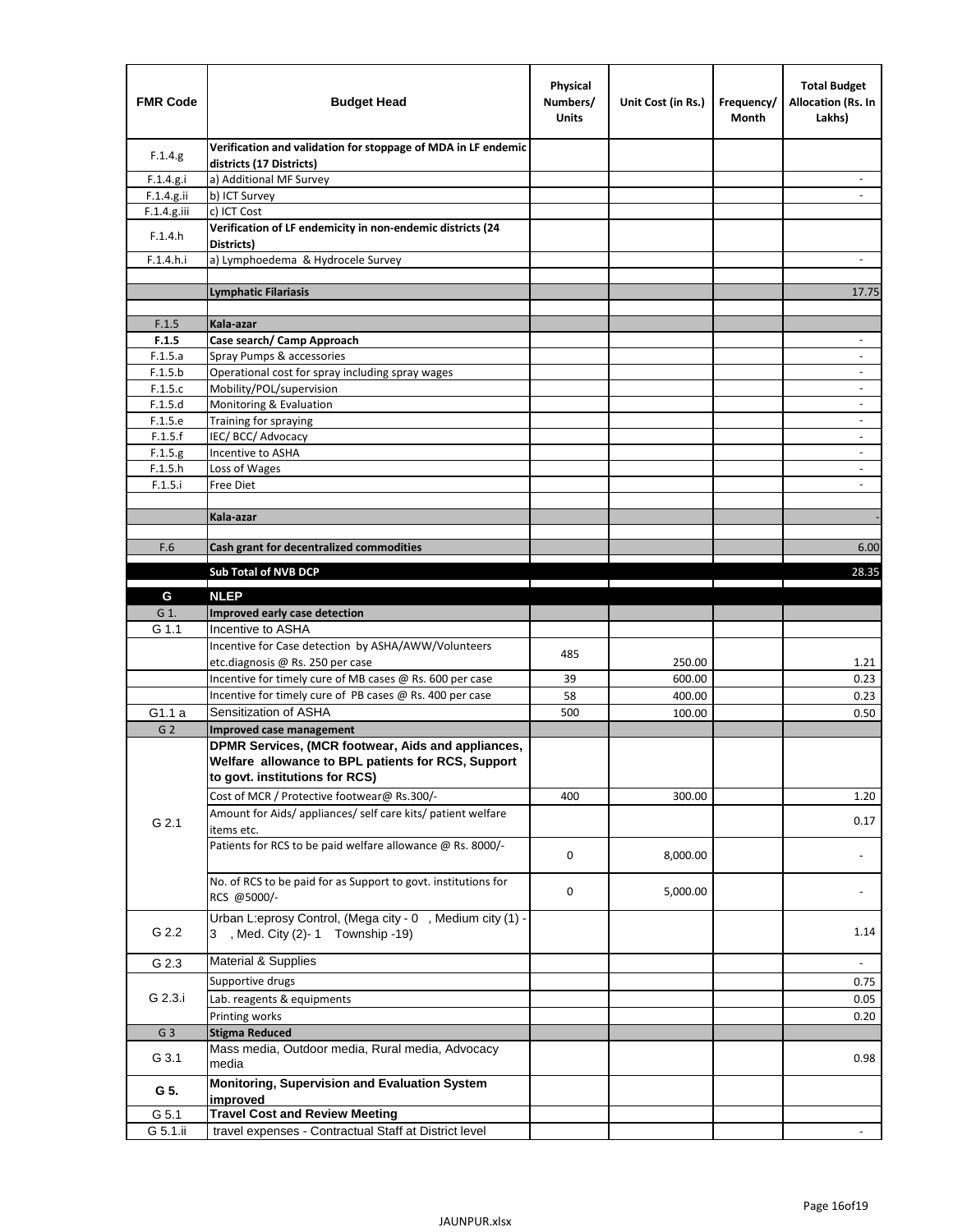| FMR Code | Budget Head | Physical Numbers/ Units | Unit Cost (in Rs.) | Frequency/ Month | Total Budget Allocation (Rs. In Lakhs) |
|---|---|---|---|---|---|
| F.1.4.g | **Verification and validation for stoppage of MDA in LF endemic districts (17 Districts)** | | | | |
| F.1.4.g.i | a) Additional MF Survey | | | | - |
| F.1.4.g.ii | b) ICT Survey | | | | - |
| F.1.4.g.iii | c) ICT Cost | | | | |
| F.1.4.h | **Verification of LF endemicity in non-endemic districts (24 Districts)** | | | | |
| F.1.4.h.i | a) Lymphoedema & Hydrocele Survey | | | | - |
| | | | | | |
| | **Lymphatic Filariasis** | | | | 17.75 |
| | | | | | |
| F.1.5 | **Kala-azar** | | | | |
| **F.1.5** | **Case search/ Camp Approach** | | | | - |
| F.1.5.a | Spray Pumps & accessories | | | | - |
| F.1.5.b | Operational cost for spray including spray wages | | | | - |
| F.1.5.c | Mobility/POL/supervision | | | | - |
| F.1.5.d | Monitoring & Evaluation | | | | - |
| F.1.5.e | Training for spraying | | | | - |
| F.1.5.f | IEC/ BCC/ Advocacy | | | | - |
| F.1.5.g | Incentive to ASHA | | | | - |
| F.1.5.h | Loss of Wages | | | | - |
| F.1.5.i | Free Diet | | | | - |
| | | | | | |
| | **Kala-azar** | | | | - |
| | | | | | |
| F.6 | **Cash grant for decentralized commodities** | | | | 6.00 |
| | **Sub Total of NVB DCP** | | | | 28.35 |
| **G** | **NLEP** | | | | |
| G 1. | **Improved early case detection** | | | | |
| G 1.1 | Incentive to ASHA | | | | |
| | Incentive for Case detection by ASHA/AWW/Volunteers etc.diagnosis @ Rs. 250 per case | 485 | 250.00 | | 1.21 |
| | Incentive for timely cure of MB cases @ Rs. 600 per case | 39 | 600.00 | | 0.23 |
| | Incentive for timely cure of PB cases @ Rs. 400 per case | 58 | 400.00 | | 0.23 |
| G1.1 a | Sensitization of ASHA | 500 | 100.00 | | 0.50 |
| G 2 | **Improved case management** | | | | |
| G 2.1 | **DPMR Services, (MCR footwear, Aids and appliances, Welfare allowance to BPL patients for RCS, Support to govt. institutions for RCS)** | | | | |
| | Cost of MCR / Protective footwear@ Rs.300/- | 400 | 300.00 | | 1.20 |
| | Amount for Aids/ appliances/ self care kits/ patient welfare items etc. | | | | 0.17 |
| | Patients for RCS to be paid welfare allowance @ Rs. 8000/- | 0 | 8,000.00 | | - |
| | No. of RCS to be paid for as Support to govt. institutions for RCS @5000/- | 0 | 5,000.00 | | - |
| G 2.2 | Urban L:eprosy Control, (Mega city - 0 , Medium city (1) - 3 , Med. City (2)- 1 Township -19) | | | | 1.14 |
| G 2.3 | Material & Supplies | | | | - |
| G 2.3.i | Supportive drugs | | | | 0.75 |
| | Lab. reagents & equipments | | | | 0.05 |
| | Printing works | | | | 0.20 |
| G 3 | **Stigma Reduced** | | | | |
| G 3.1 | Mass media, Outdoor media, Rural media, Advocacy media | | | | 0.98 |
| **G 5.** | **Monitoring, Supervision and Evaluation System improved** | | | | |
| G 5.1 | **Travel Cost and Review Meeting** | | | | |
| G 5.1.ii | travel expenses - Contractual Staff at District level | | | | - |

JAUNPUR.xlsx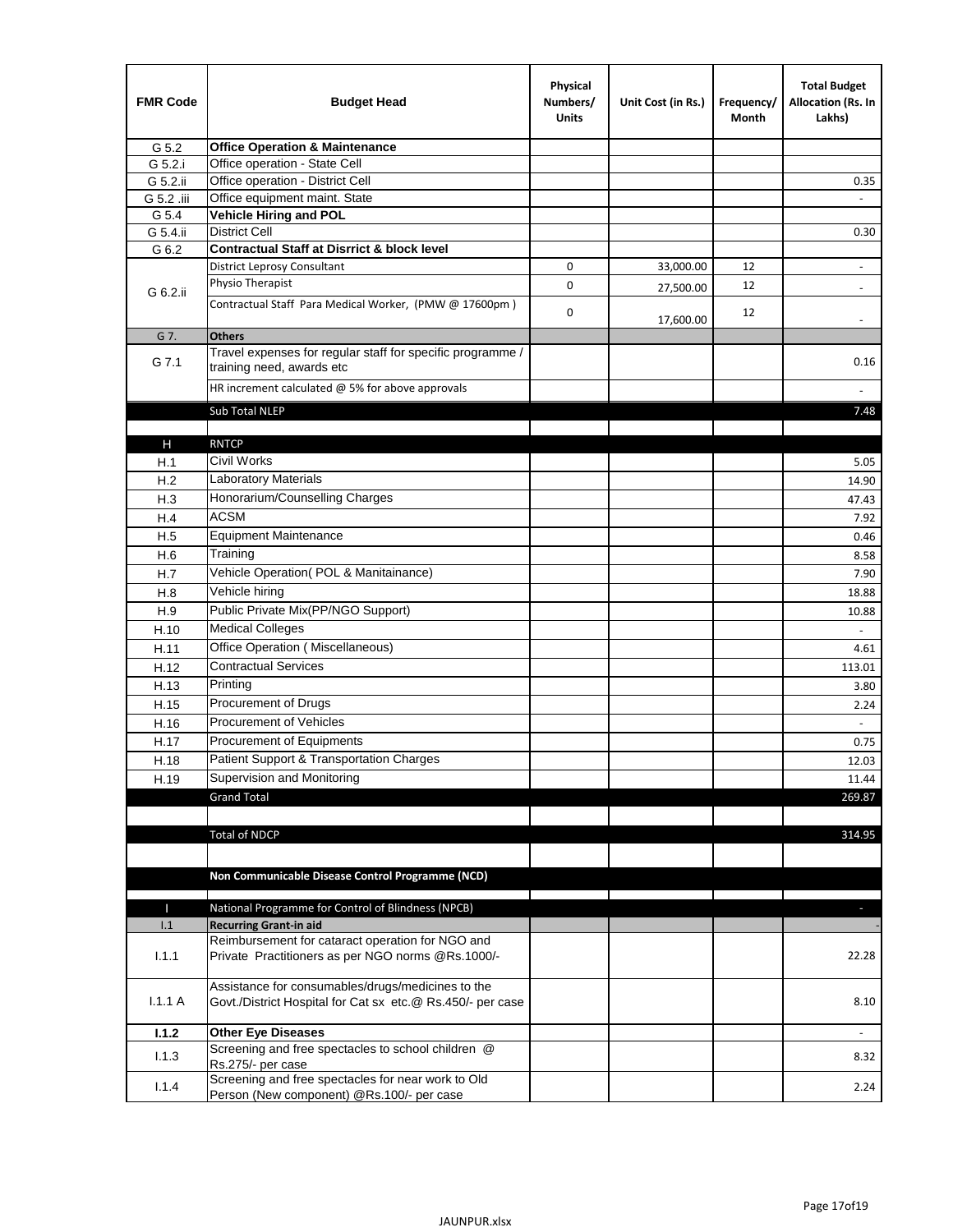| FMR Code | Budget Head | Physical Numbers/ Units | Unit Cost (in Rs.) | Frequency/ Month | Total Budget Allocation (Rs. In Lakhs) |
|---|---|---|---|---|---|
| G 5.2 | **Office Operation & Maintenance** | | | | |
| G 5.2.i | Office operation - State Cell | | | | |
| G 5.2.ii | Office operation - District Cell | | | | 0.35 |
| G 5.2 .iii | Office equipment maint. State | | | | - |
| G 5.4 | **Vehicle Hiring and POL** | | | | |
| G 5.4.ii | District Cell | | | | 0.30 |
| G 6.2 | **Contractual Staff at Disrrict & block level** | | | | |
| G 6.2.ii | District Leprosy Consultant | 0 | 33,000.00 | 12 | - |
| | Physio Therapist | 0 | 27,500.00 | 12 | - |
| | Contractual Staff Para Medical Worker, (PMW @ 17600pm ) | 0 | 17,600.00 | 12 | - |
| G 7. | **Others** | | | | |
| G 7.1 | Travel expenses for regular staff for specific programme / training need, awards etc | | | | 0.16 |
| | HR increment calculated @ 5% for above approvals | | | | - |
| | Sub Total NLEP | | | | 7.48 |
| | | | | | |
| H | RNTCP | | | | |
| H.1 | Civil Works | | | | 5.05 |
| H.2 | Laboratory Materials | | | | 14.90 |
| H.3 | Honorarium/Counselling Charges | | | | 47.43 |
| H.4 | ACSM | | | | 7.92 |
| H.5 | Equipment Maintenance | | | | 0.46 |
| H.6 | Training | | | | 8.58 |
| H.7 | Vehicle Operation( POL & Manitainance) | | | | 7.90 |
| H.8 | Vehicle hiring | | | | 18.88 |
| H.9 | Public Private Mix(PP/NGO Support) | | | | 10.88 |
| H.10 | Medical Colleges | | | | - |
| H.11 | Office Operation ( Miscellaneous) | | | | 4.61 |
| H.12 | Contractual Services | | | | 113.01 |
| H.13 | Printing | | | | 3.80 |
| H.15 | Procurement of Drugs | | | | 2.24 |
| H.16 | Procurement of Vehicles | | | | - |
| H.17 | Procurement of Equipments | | | | 0.75 |
| H.18 | Patient Support & Transportation Charges | | | | 12.03 |
| H.19 | Supervision and Monitoring | | | | 11.44 |
| | Grand Total | | | | 269.87 |
| | | | | | |
| | Total of NDCP | | | | 314.95 |
| | | | | | |
| | **Non Communicable Disease Control Programme (NCD)** | | | | |
| | | | | | |
| I | National Programme for Control of Blindness (NPCB) | | | | - |
| I.1 | **Recurring Grant-in aid** | | | | - |
| I.1.1 | Reimbursement for cataract operation for NGO and Private Practitioners as per NGO norms @Rs.1000/- | | | | 22.28 |
| I.1.1 A | Assistance for consumables/drugs/medicines to the Govt./District Hospital for Cat sx etc.@ Rs.450/- per case | | | | 8.10 |
| **I.1.2** | **Other Eye Diseases** | | | | - |
| I.1.3 | Screening and free spectacles to school children @ Rs.275/- per case | | | | 8.32 |
| I.1.4 | Screening and free spectacles for near work to Old Person (New component) @Rs.100/- per case | | | | 2.24 |

JAUNPUR.xlsx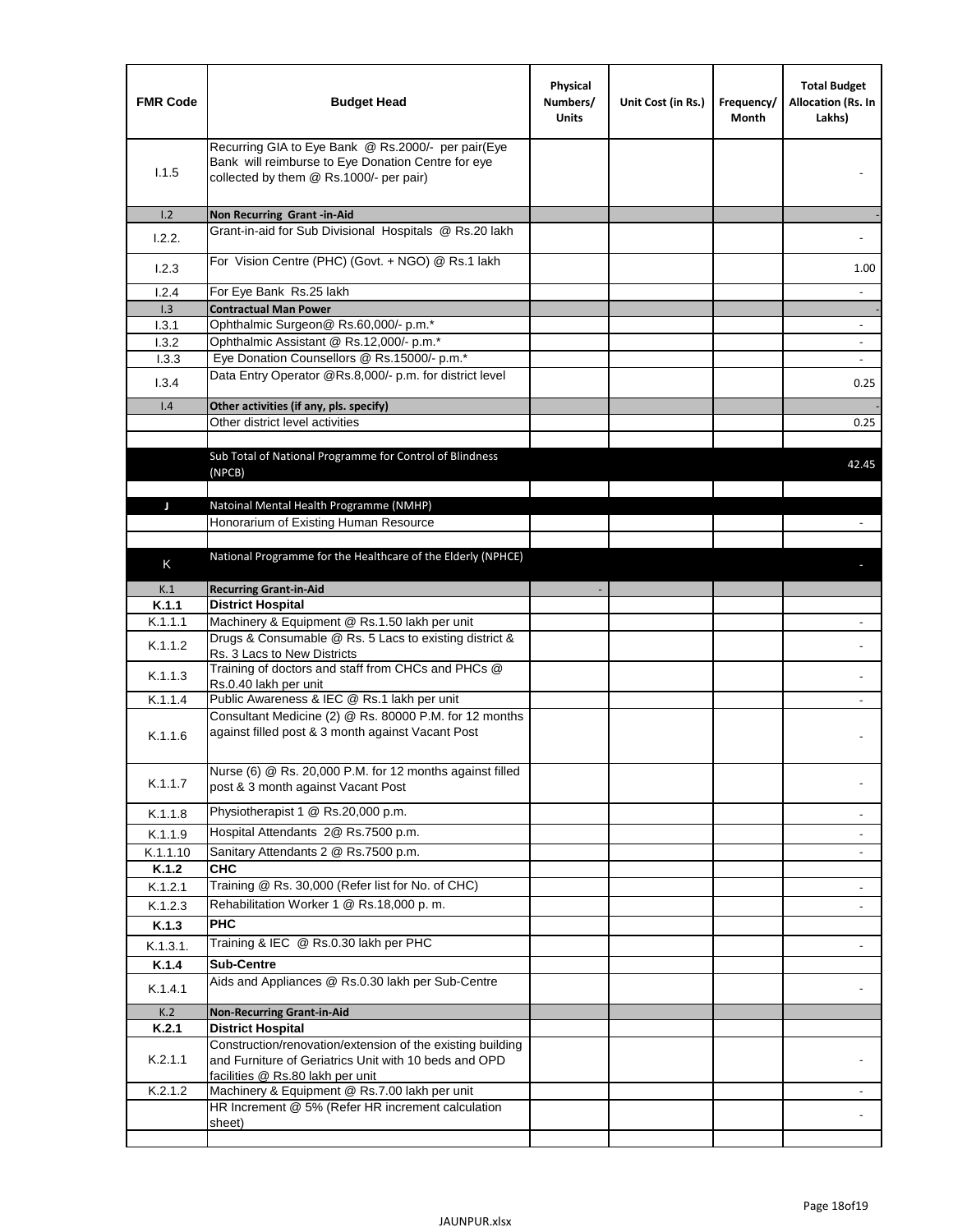| FMR Code | Budget Head | Physical Numbers/ Units | Unit Cost (in Rs.) | Frequency/ Month | Total Budget Allocation (Rs. In Lakhs) |
|---|---|---|---|---|---|
| I.1.5 | Recurring GIA to Eye Bank @ Rs.2000/- per pair(Eye Bank will reimburse to Eye Donation Centre for eye collected by them @ Rs.1000/- per pair) | | | | - |
| I.2 | **Non Recurring Grant -in-Aid** | | | | - |
| I.2.2. | Grant-in-aid for Sub Divisional Hospitals @ Rs.20 lakh | | | | - |
| I.2.3 | For Vision Centre (PHC) (Govt. + NGO) @ Rs.1 lakh | | | | 1.00 |
| I.2.4 | For Eye Bank Rs.25 lakh | | | | - |
| I.3 | **Contractual Man Power** | | | | - |
| I.3.1 | Ophthalmic Surgeon@ Rs.60,000/- p.m.* | | | | - |
| I.3.2 | Ophthalmic Assistant @ Rs.12,000/- p.m.* | | | | - |
| I.3.3 | Eye Donation Counsellors @ Rs.15000/- p.m.* | | | | - |
| I.3.4 | Data Entry Operator @Rs.8,000/- p.m. for district level | | | | 0.25 |
| I.4 | **Other activities (if any, pls. specify)** | | | | - |
| | Other district level activities | | | | 0.25 |
| | | | | | |
| | Sub Total of National Programme for Control of Blindness (NPCB) | | | | 42.45 |
| | | | | | |
| J | Natoinal Mental Health Programme (NMHP) | | | | |
| | Honorarium of Existing Human Resource | | | | - |
| | | | | | |
| K | National Programme for the Healthcare of the Elderly (NPHCE) | | | | - |
| K.1 | **Recurring Grant-in-Aid** | - | | | |
| **K.1.1** | **District Hospital** | | | | |
| K.1.1.1 | Machinery & Equipment @ Rs.1.50 lakh per unit | | | | - |
| K.1.1.2 | Drugs & Consumable @ Rs. 5 Lacs to existing district & Rs. 3 Lacs to New Districts | | | | - |
| K.1.1.3 | Training of doctors and staff from CHCs and PHCs @ Rs.0.40 lakh per unit | | | | - |
| K.1.1.4 | Public Awareness & IEC @ Rs.1 lakh per unit | | | | - |
| K.1.1.6 | Consultant Medicine (2) @ Rs. 80000 P.M. for 12 months against filled post & 3 month against Vacant Post | | | | - |
| K.1.1.7 | Nurse (6) @ Rs. 20,000 P.M. for 12 months against filled post & 3 month against Vacant Post | | | | - |
| K.1.1.8 | Physiotherapist 1 @ Rs.20,000 p.m. | | | | - |
| K.1.1.9 | Hospital Attendants 2@ Rs.7500 p.m. | | | | - |
| K.1.1.10 | Sanitary Attendants 2 @ Rs.7500 p.m. | | | | - |
| **K.1.2** | **CHC** | | | | |
| K.1.2.1 | Training @ Rs. 30,000 (Refer list for No. of CHC) | | | | - |
| K.1.2.3 | Rehabilitation Worker 1 @ Rs.18,000 p. m. | | | | - |
| **K.1.3** | **PHC** | | | | |
| K.1.3.1. | Training & IEC @ Rs.0.30 lakh per PHC | | | | - |
| **K.1.4** | **Sub-Centre** | | | | |
| K.1.4.1 | Aids and Appliances @ Rs.0.30 lakh per Sub-Centre | | | | - |
| K.2 | **Non-Recurring Grant-in-Aid** | | | | |
| **K.2.1** | **District Hospital** | | | | |
| K.2.1.1 | Construction/renovation/extension of the existing building and Furniture of Geriatrics Unit with 10 beds and OPD facilities @ Rs.80 lakh per unit | | | | - |
| K.2.1.2 | Machinery & Equipment @ Rs.7.00 lakh per unit | | | | - |
| | HR Increment @ 5% (Refer HR increment calculation sheet) | | | | - |
| | | | | | |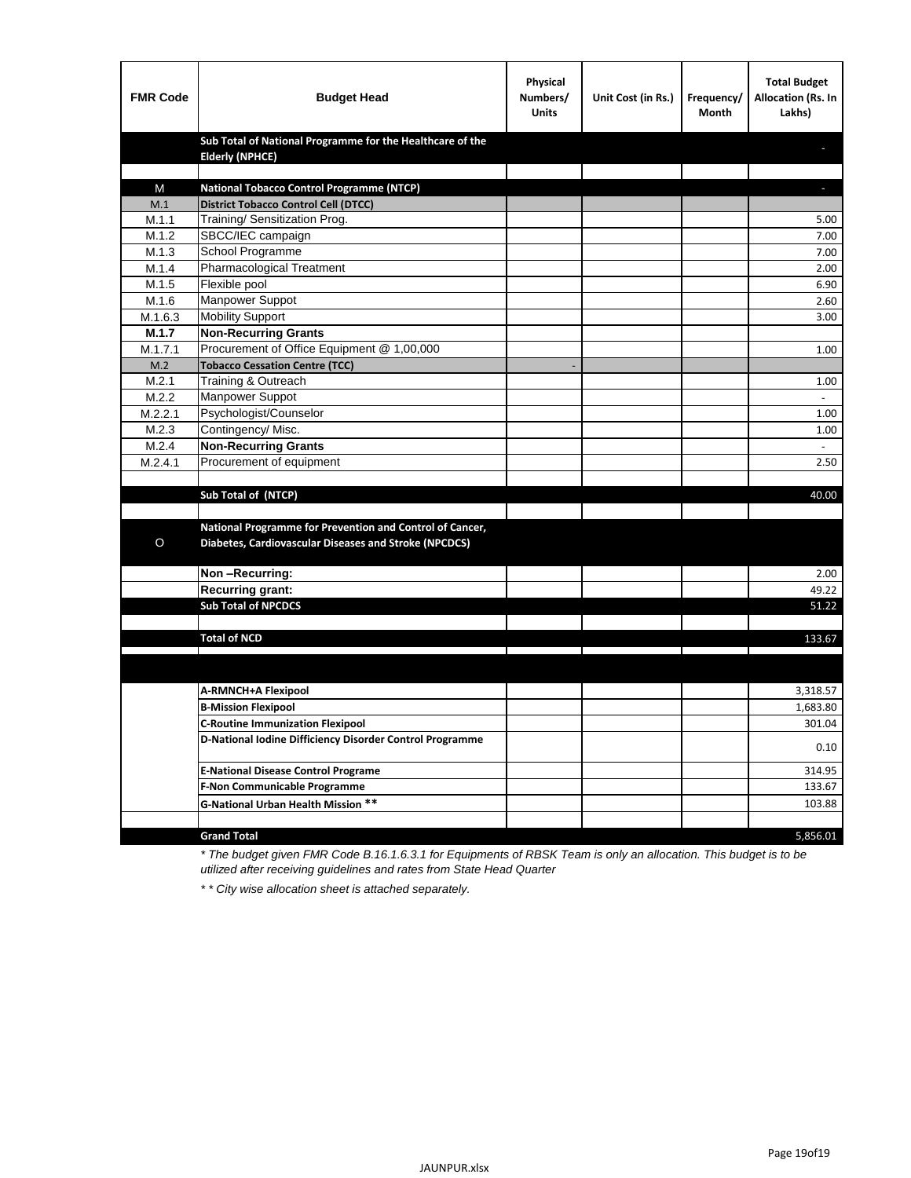| FMR Code | Budget Head | Physical Numbers/ Units | Unit Cost (in Rs.) | Frequency/ Month | Total Budget Allocation (Rs. In Lakhs) |
|---|---|---|---|---|---|
| | **Sub Total of National Programme for the Healthcare of the Elderly (NPHCE)** | | | | - |
| | | | | | |
| M | **National Tobacco Control Programme (NTCP)** | | | | - |
| M.1 | **District Tobacco Control Cell (DTCC)** | | | | |
| M.1.1 | Training/ Sensitization Prog. | | | | 5.00 |
| M.1.2 | SBCC/IEC campaign | | | | 7.00 |
| M.1.3 | School Programme | | | | 7.00 |
| M.1.4 | Pharmacological Treatment | | | | 2.00 |
| M.1.5 | Flexible pool | | | | 6.90 |
| M.1.6 | Manpower Suppot | | | | 2.60 |
| M.1.6.3 | Mobility Support | | | | 3.00 |
| **M.1.7** | **Non-Recurring Grants** | | | | |
| M.1.7.1 | Procurement of Office Equipment @ 1,00,000 | | | | 1.00 |
| M.2 | **Tobacco Cessation Centre (TCC)** | - | | | |
| M.2.1 | Training & Outreach | | | | 1.00 |
| M.2.2 | Manpower Suppot | | | | - |
| M.2.2.1 | Psychologist/Counselor | | | | 1.00 |
| M.2.3 | Contingency/ Misc. | | | | 1.00 |
| M.2.4 | **Non-Recurring Grants** | | | | - |
| M.2.4.1 | Procurement of equipment | | | | 2.50 |
| | | | | | |
| | **Sub Total of (NTCP)** | | | | 40.00 |
| | | | | | |
| O | **National Programme for Prevention and Control of Cancer, Diabetes, Cardiovascular Diseases and Stroke (NPCDCS)** | | | | |
| | **Non –Recurring:** | | | | 2.00 |
| | **Recurring grant:** | | | | 49.22 |
| | **Sub Total of NPCDCS** | | | | 51.22 |
| | | | | | |
| | **Total of NCD** | | | | 133.67 |
| | | | | | |
| | **A-RMNCH+A Flexipool** | | | | 3,318.57 |
| | **B-Mission Flexipool** | | | | 1,683.80 |
| | **C-Routine Immunization Flexipool** | | | | 301.04 |
| | **D-National Iodine Difficiency Disorder Control Programme** | | | | 0.10 |
| | **E-National Disease Control Programe** | | | | 314.95 |
| | **F-Non Communicable Programme** | | | | 133.67 |
| | **G-National Urban Health Mission \*\*** | | | | 103.88 |
| | | | | | |
| | **Grand Total** | | | | 5,856.01 |

*\* The budget given FMR Code B.16.1.6.3.1 for Equipments of RBSK Team is only an allocation. This budget is to be utilized after receiving guidelines and rates from State Head Quarter*

*\* \* City wise allocation sheet is attached separately.*